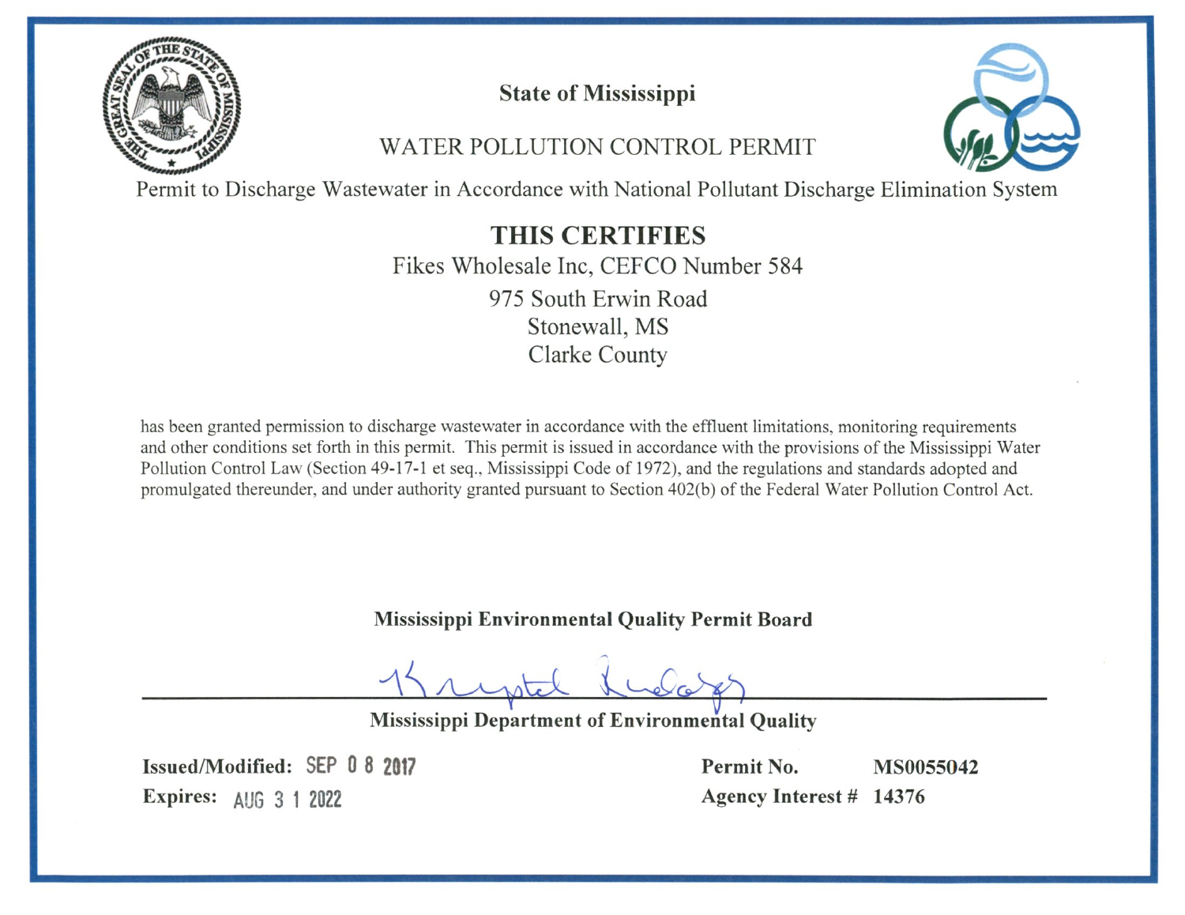# State of Mississippi

## WATER POLLUTION CONTROL PERMIT

Permit to Discharge Wastewater in Accordance with National Pollutant Discharge Elimination System

## THIS CERTIFIES

Fikes Wholesale Inc, CEFCO Number 584

975 South Erwin Road

Stonewall, MS

Clarke County

has been granted permission to discharge wastewater in accordance with the effluent limitations, monitoring requirements and other conditions set forth in this permit. This permit is issued in accordance with the provisions of the Mississippi Water Pollution Control Law (Section 49-17-1 et seq., Mississippi Code of 1972), and the regulations and standards adopted and promulgated thereunder, and under authority granted pursuant to Section 402(b) of the Federal Water Pollution Control Act.

**Mississippi Environmental Quality Permit Board**

**Mississippi Department of Environmental Quality**

**Issued/Modified:** SEP 08 2017

**Expires:** AUG 31 2022

**Permit No.** MS0055042

**Agency Interest #** 14376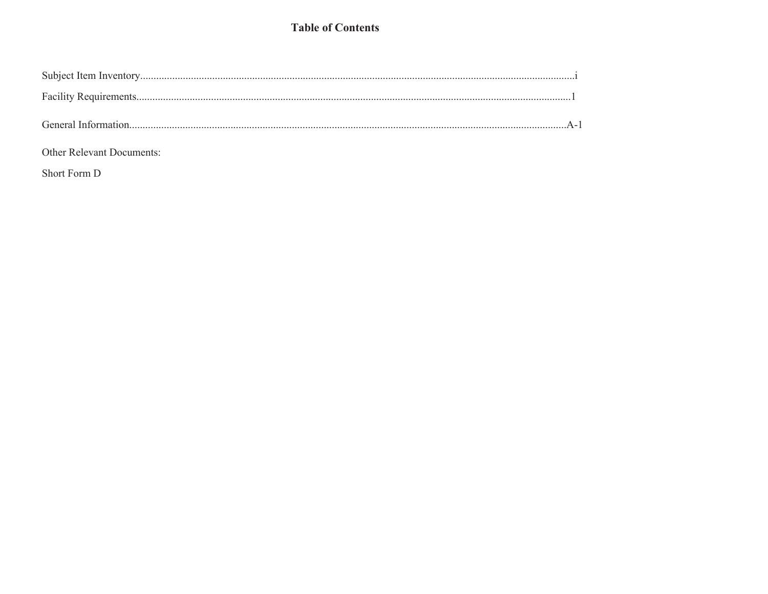# Table of Contents

Subject Item Inventory....................i

Facility Requirements....................1

General Information....................A-1

Other Relevant Documents:

Short Form D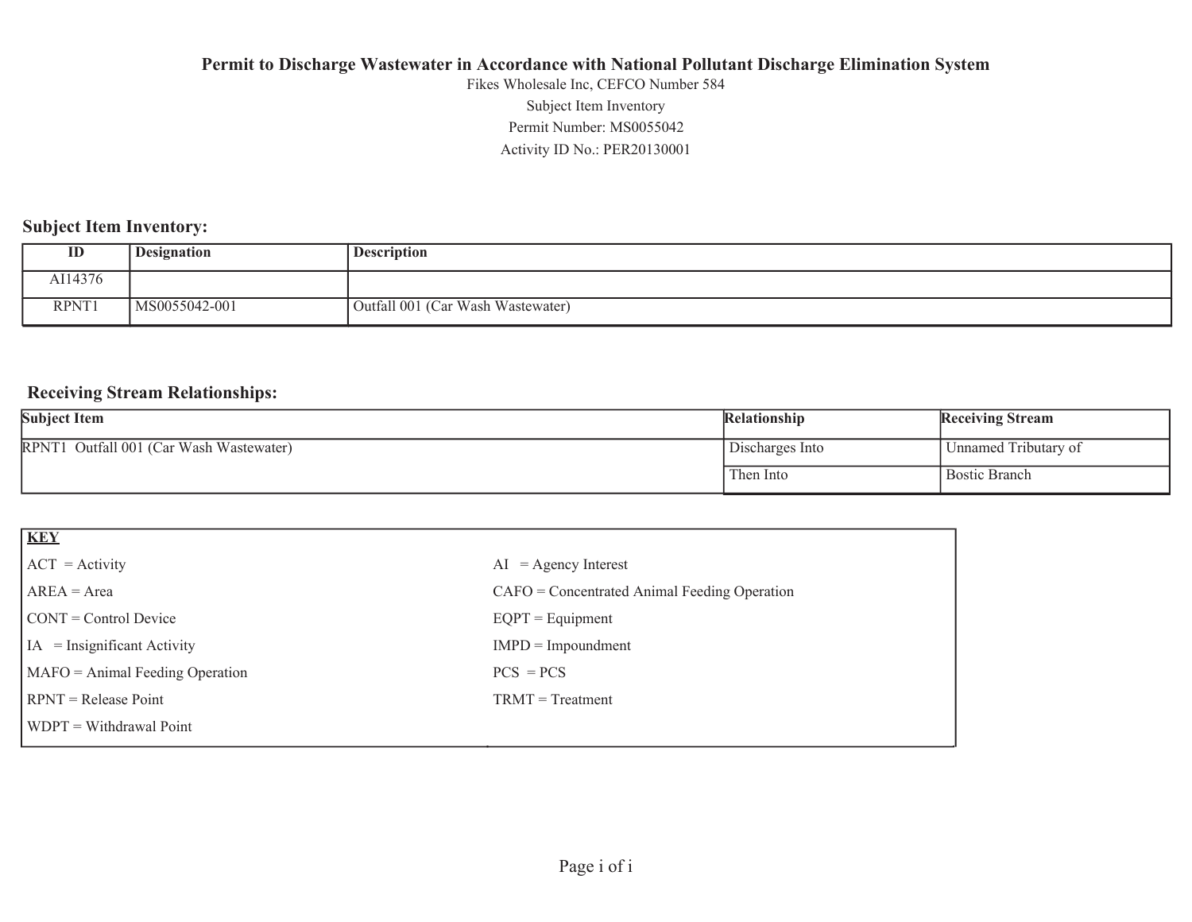# Permit to Discharge Wastewater in Accordance with National Pollutant Discharge Elimination System

Fikes Wholesale Inc, CEFCO Number 584

Subject Item Inventory

Permit Number: MS0055042

Activity ID No.: PER20130001

## Subject Item Inventory:

| ID | Designation | Description |
|---|---|---|
| AI14376 | | |
| RPNT1 | MS0055042-001 | Outfall 001 (Car Wash Wastewater) |

## Receiving Stream Relationships:

| Subject Item | Relationship | Receiving Stream |
|---|---|---|
| RPNT1 Outfall 001 (Car Wash Wastewater) | Discharges Into | Unnamed Tributary of |
| | Then Into | Bostic Branch |

**KEY**

| | |
|---|---|
| ACT = Activity | AI = Agency Interest |
| AREA = Area | CAFO = Concentrated Animal Feeding Operation |
| CONT = Control Device | EQPT = Equipment |
| IA = Insignificant Activity | IMPD = Impoundment |
| MAFO = Animal Feeding Operation | PCS = PCS |
| RPNT = Release Point | TRMT = Treatment |
| WDPT = Withdrawal Point | |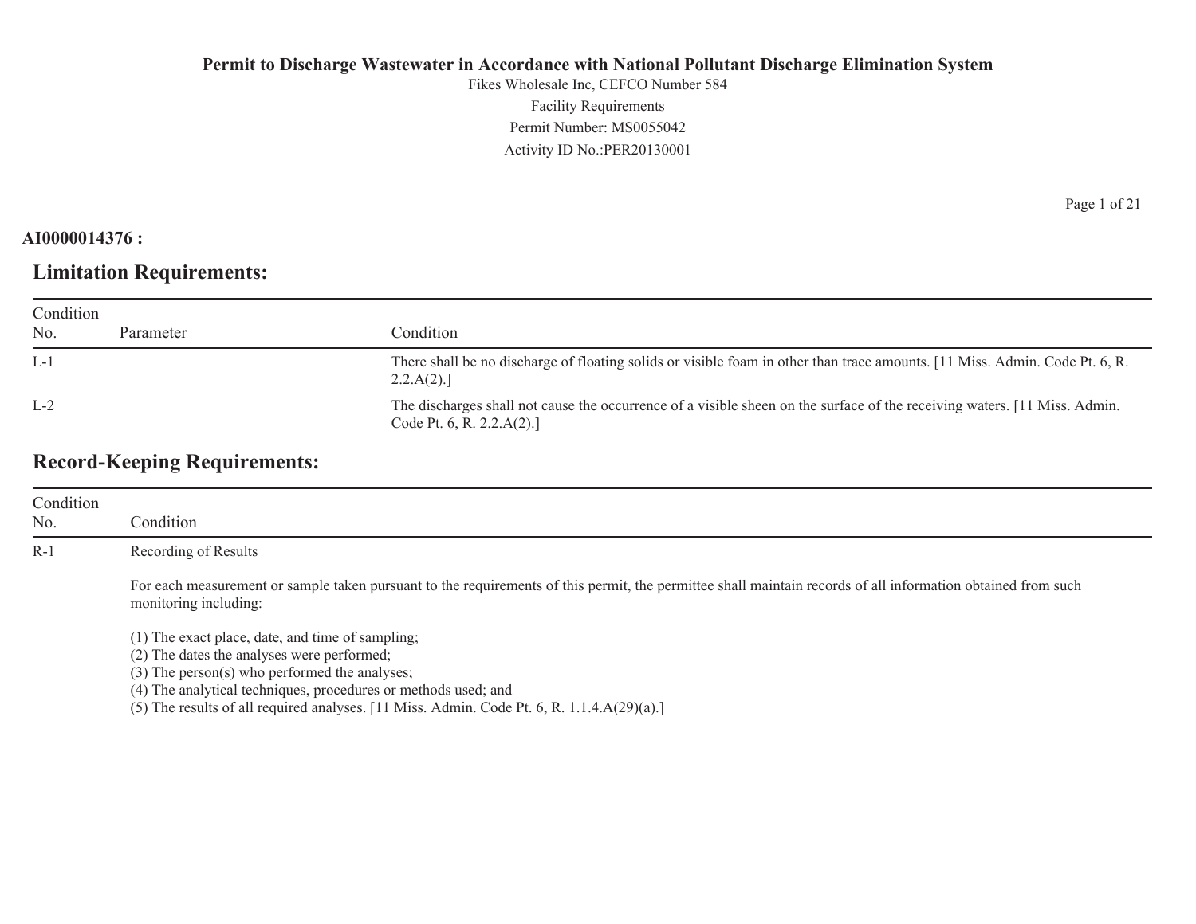**Permit to Discharge Wastewater in Accordance with National Pollutant Discharge Elimination System**

Fikes Wholesale Inc, CEFCO Number 584

Facility Requirements

Permit Number: MS0055042

Activity ID No.:PER20130001

**AI0000014376 :**

## Limitation Requirements:

| Condition No. | Parameter | Condition |
|---|---|---|
| L-1 | | There shall be no discharge of floating solids or visible foam in other than trace amounts. [11 Miss. Admin. Code Pt. 6, R. 2.2.A(2).] |
| L-2 | | The discharges shall not cause the occurrence of a visible sheen on the surface of the receiving waters. [11 Miss. Admin. Code Pt. 6, R. 2.2.A(2).] |

## Record-Keeping Requirements:

| Condition No. | Condition |
|---|---|
| R-1 | Recording of Results<br><br>For each measurement or sample taken pursuant to the requirements of this permit, the permittee shall maintain records of all information obtained from such monitoring including:<br><br>(1) The exact place, date, and time of sampling;<br>(2) The dates the analyses were performed;<br>(3) The person(s) who performed the analyses;<br>(4) The analytical techniques, procedures or methods used; and<br>(5) The results of all required analyses. [11 Miss. Admin. Code Pt. 6, R. 1.1.4.A(29)(a).] |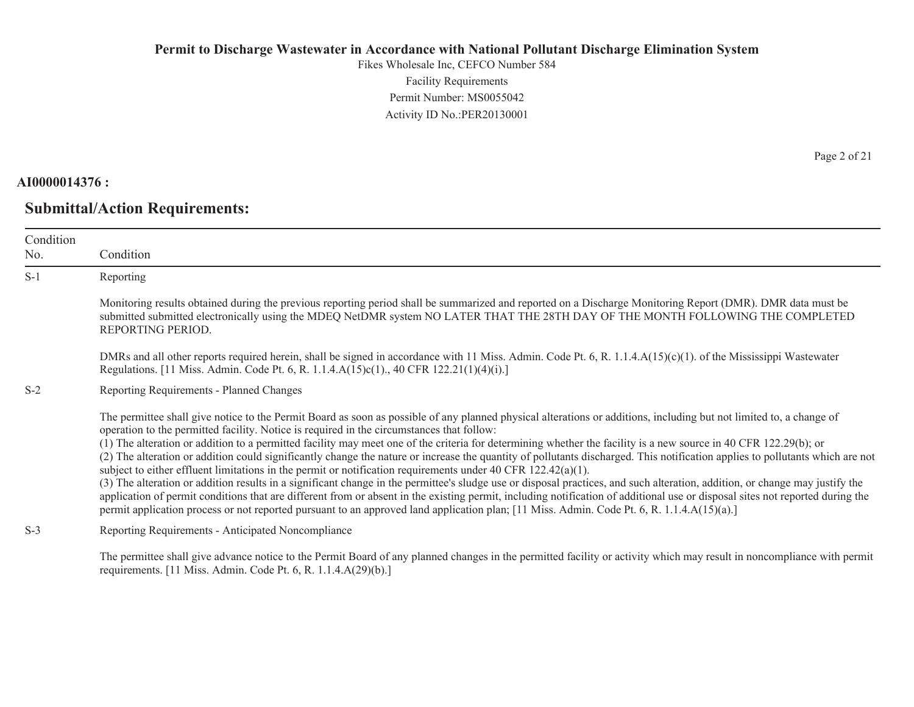**Permit to Discharge Wastewater in Accordance with National Pollutant Discharge Elimination System**
Fikes Wholesale Inc, CEFCO Number 584
Facility Requirements
Permit Number: MS0055042
Activity ID No.:PER20130001

**AI0000014376 :**

## Submittal/Action Requirements:

| Condition No. | Condition |
|---|---|
| S-1 | Reporting<br><br>Monitoring results obtained during the previous reporting period shall be summarized and reported on a Discharge Monitoring Report (DMR). DMR data must be submitted submitted electronically using the MDEQ NetDMR system NO LATER THAT THE 28TH DAY OF THE MONTH FOLLOWING THE COMPLETED REPORTING PERIOD.<br><br>DMRs and all other reports required herein, shall be signed in accordance with 11 Miss. Admin. Code Pt. 6, R. 1.1.4.A(15)(c)(1). of the Mississippi Wastewater Regulations. [11 Miss. Admin. Code Pt. 6, R. 1.1.4.A(15)c(1)., 40 CFR 122.21(1)(4)(i).] |
| S-2 | Reporting Requirements - Planned Changes<br><br>The permittee shall give notice to the Permit Board as soon as possible of any planned physical alterations or additions, including but not limited to, a change of operation to the permitted facility. Notice is required in the circumstances that follow:<br>(1) The alteration or addition to a permitted facility may meet one of the criteria for determining whether the facility is a new source in 40 CFR 122.29(b); or<br>(2) The alteration or addition could significantly change the nature or increase the quantity of pollutants discharged. This notification applies to pollutants which are not subject to either effluent limitations in the permit or notification requirements under 40 CFR 122.42(a)(1).<br>(3) The alteration or addition results in a significant change in the permittee's sludge use or disposal practices, and such alteration, addition, or change may justify the application of permit conditions that are different from or absent in the existing permit, including notification of additional use or disposal sites not reported during the permit application process or not reported pursuant to an approved land application plan; [11 Miss. Admin. Code Pt. 6, R. 1.1.4.A(15)(a).] |
| S-3 | Reporting Requirements - Anticipated Noncompliance<br><br>The permittee shall give advance notice to the Permit Board of any planned changes in the permitted facility or activity which may result in noncompliance with permit requirements. [11 Miss. Admin. Code Pt. 6, R. 1.1.4.A(29)(b).] |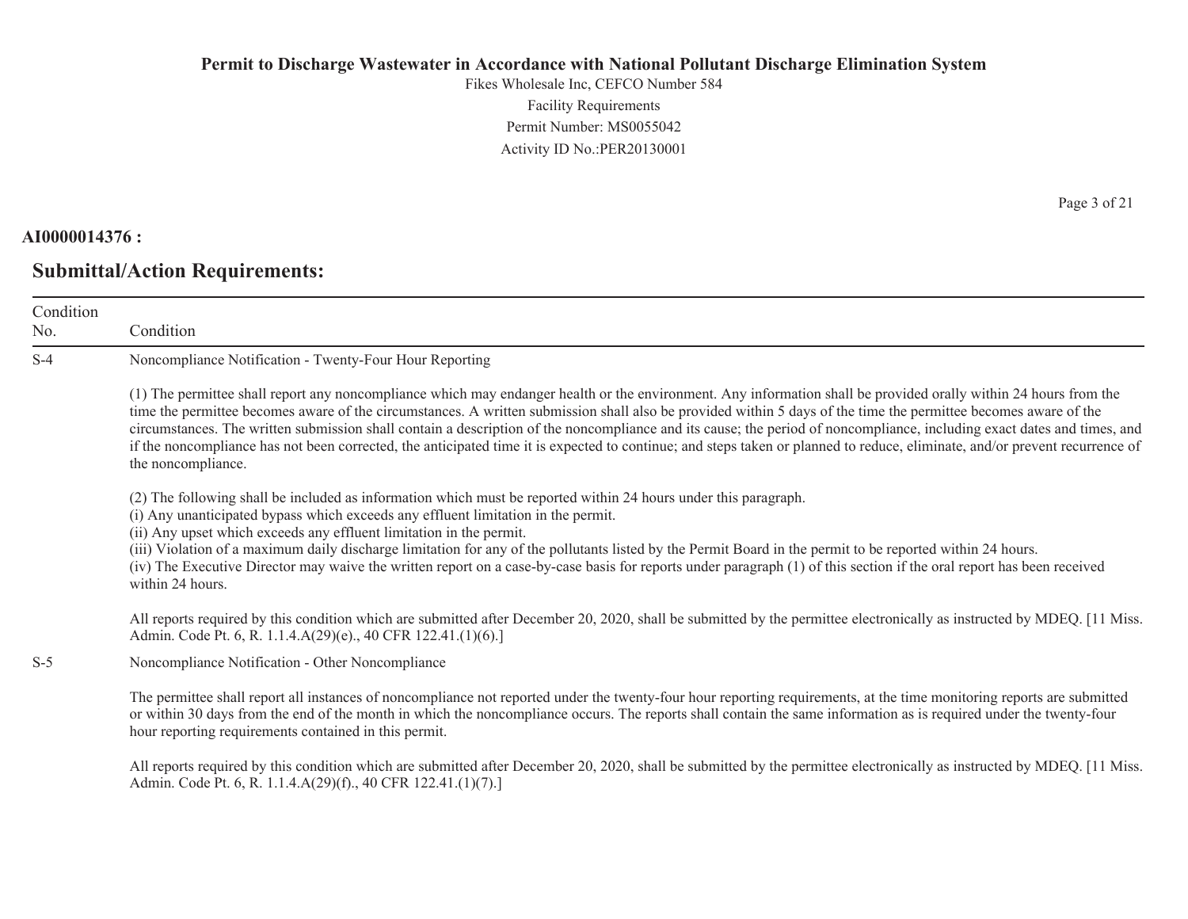**AI0000014376 :**

## Submittal/Action Requirements:

| Condition No. | Condition |
|---|---|
| S-4 | Noncompliance Notification - Twenty-Four Hour Reporting<br><br>(1) The permittee shall report any noncompliance which may endanger health or the environment. Any information shall be provided orally within 24 hours from the time the permittee becomes aware of the circumstances. A written submission shall also be provided within 5 days of the time the permittee becomes aware of the circumstances. The written submission shall contain a description of the noncompliance and its cause; the period of noncompliance, including exact dates and times, and if the noncompliance has not been corrected, the anticipated time it is expected to continue; and steps taken or planned to reduce, eliminate, and/or prevent recurrence of the noncompliance.<br><br>(2) The following shall be included as information which must be reported within 24 hours under this paragraph.<br>(i) Any unanticipated bypass which exceeds any effluent limitation in the permit.<br>(ii) Any upset which exceeds any effluent limitation in the permit.<br>(iii) Violation of a maximum daily discharge limitation for any of the pollutants listed by the Permit Board in the permit to be reported within 24 hours.<br>(iv) The Executive Director may waive the written report on a case-by-case basis for reports under paragraph (1) of this section if the oral report has been received within 24 hours.<br><br>All reports required by this condition which are submitted after December 20, 2020, shall be submitted by the permittee electronically as instructed by MDEQ. [11 Miss. Admin. Code Pt. 6, R. 1.1.4.A(29)(e)., 40 CFR 122.41.(1)(6).] |
| S-5 | Noncompliance Notification - Other Noncompliance<br><br>The permittee shall report all instances of noncompliance not reported under the twenty-four hour reporting requirements, at the time monitoring reports are submitted or within 30 days from the end of the month in which the noncompliance occurs. The reports shall contain the same information as is required under the twenty-four hour reporting requirements contained in this permit.<br><br>All reports required by this condition which are submitted after December 20, 2020, shall be submitted by the permittee electronically as instructed by MDEQ. [11 Miss. Admin. Code Pt. 6, R. 1.1.4.A(29)(f)., 40 CFR 122.41.(1)(7).] |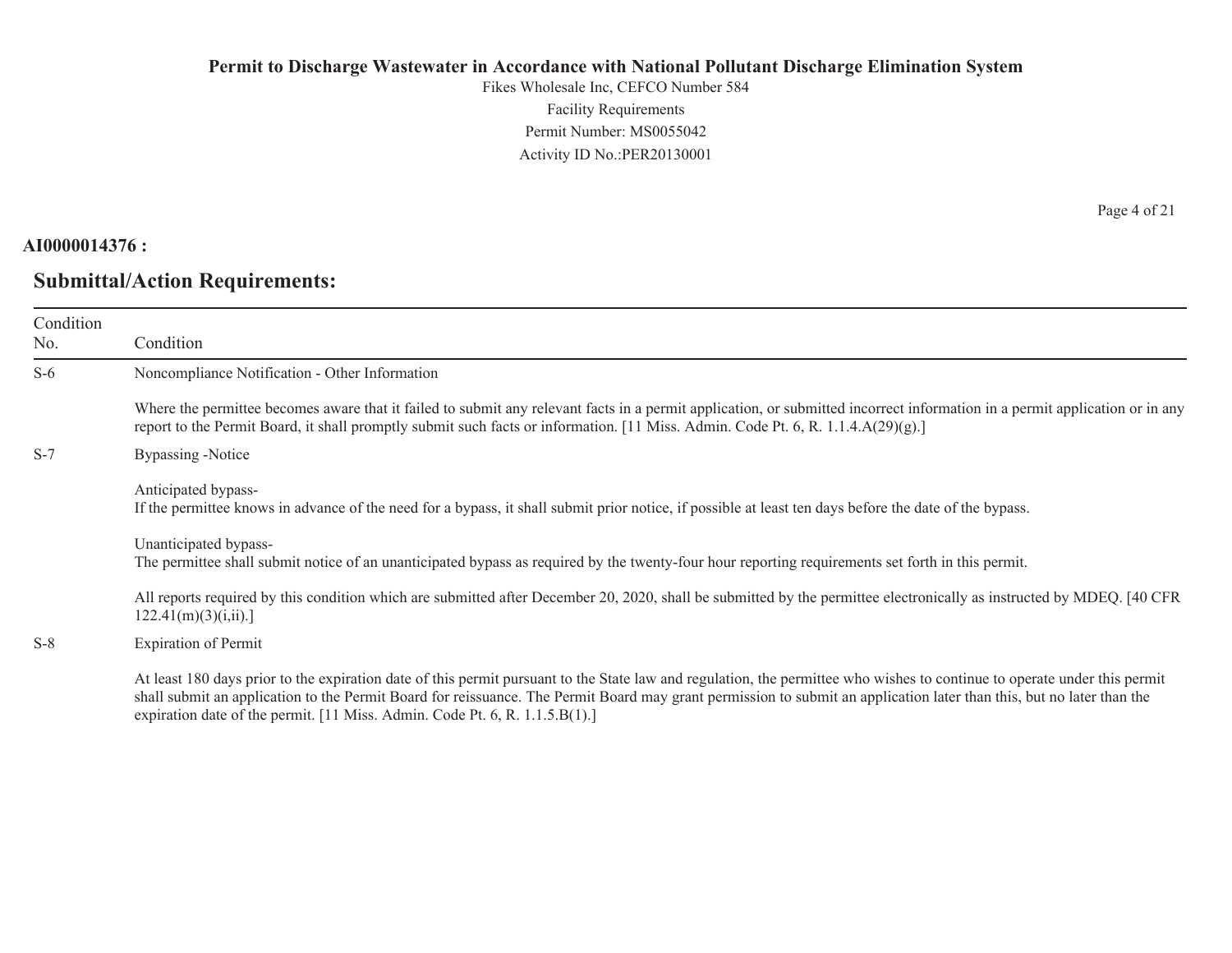# Permit to Discharge Wastewater in Accordance with National Pollutant Discharge Elimination System

Fikes Wholesale Inc, CEFCO Number 584
Facility Requirements
Permit Number: MS0055042
Activity ID No.:PER20130001

**AI0000014376 :**

## Submittal/Action Requirements:

| Condition No. | Condition |
|---|---|
| S-6 | Noncompliance Notification - Other Information<br><br>Where the permittee becomes aware that it failed to submit any relevant facts in a permit application, or submitted incorrect information in a permit application or in any report to the Permit Board, it shall promptly submit such facts or information. [11 Miss. Admin. Code Pt. 6, R. 1.1.4.A(29)(g).] |
| S-7 | Bypassing -Notice<br><br>Anticipated bypass-<br>If the permittee knows in advance of the need for a bypass, it shall submit prior notice, if possible at least ten days before the date of the bypass.<br><br>Unanticipated bypass-<br>The permittee shall submit notice of an unanticipated bypass as required by the twenty-four hour reporting requirements set forth in this permit.<br><br>All reports required by this condition which are submitted after December 20, 2020, shall be submitted by the permittee electronically as instructed by MDEQ. [40 CFR 122.41(m)(3)(i,ii).] |
| S-8 | Expiration of Permit<br><br>At least 180 days prior to the expiration date of this permit pursuant to the State law and regulation, the permittee who wishes to continue to operate under this permit shall submit an application to the Permit Board for reissuance. The Permit Board may grant permission to submit an application later than this, but no later than the expiration date of the permit. [11 Miss. Admin. Code Pt. 6, R. 1.1.5.B(1).] |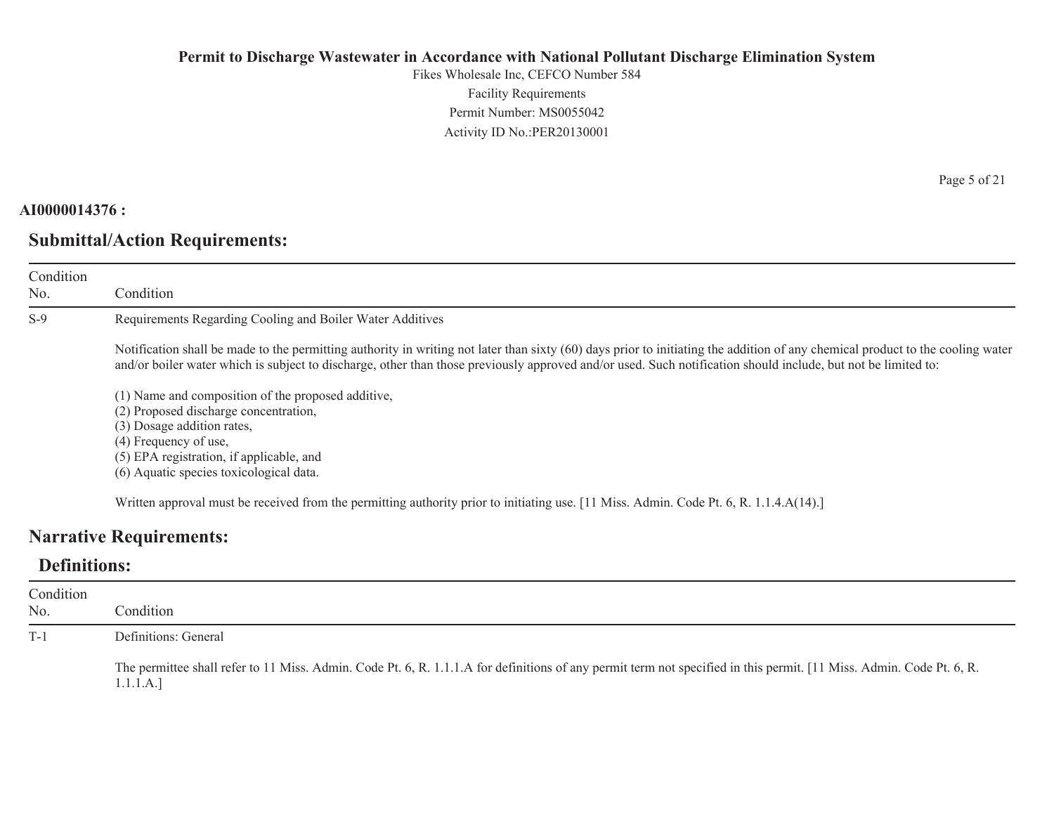**AI0000014376 :**

## Submittal/Action Requirements:

| Condition No. | Condition |
|---|---|
| S-9 | Requirements Regarding Cooling and Boiler Water Additives<br><br>Notification shall be made to the permitting authority in writing not later than sixty (60) days prior to initiating the addition of any chemical product to the cooling water and/or boiler water which is subject to discharge, other than those previously approved and/or used. Such notification should include, but not be limited to:<br><br>(1) Name and composition of the proposed additive,<br>(2) Proposed discharge concentration,<br>(3) Dosage addition rates,<br>(4) Frequency of use,<br>(5) EPA registration, if applicable, and<br>(6) Aquatic species toxicological data.<br><br>Written approval must be received from the permitting authority prior to initiating use. [11 Miss. Admin. Code Pt. 6, R. 1.1.4.A(14).] |

## Narrative Requirements:

### Definitions:

| Condition No. | Condition |
|---|---|
| T-1 | Definitions: General<br><br>The permittee shall refer to 11 Miss. Admin. Code Pt. 6, R. 1.1.1.A for definitions of any permit term not specified in this permit. [11 Miss. Admin. Code Pt. 6, R. 1.1.1.A.] |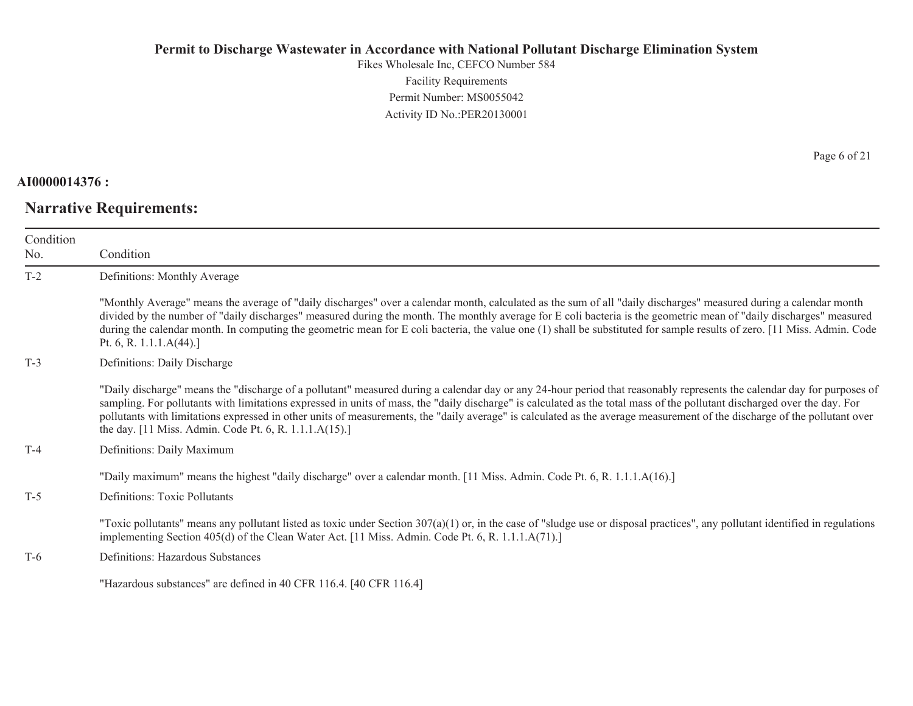**AI0000014376 :**

## Narrative Requirements:

| Condition No. | Condition |
|---|---|
| T-2 | Definitions: Monthly Average<br><br>"Monthly Average" means the average of "daily discharges" over a calendar month, calculated as the sum of all "daily discharges" measured during a calendar month divided by the number of "daily discharges" measured during the month. The monthly average for E coli bacteria is the geometric mean of "daily discharges" measured during the calendar month. In computing the geometric mean for E coli bacteria, the value one (1) shall be substituted for sample results of zero. [11 Miss. Admin. Code Pt. 6, R. 1.1.1.A(44).] |
| T-3 | Definitions: Daily Discharge<br><br>"Daily discharge" means the "discharge of a pollutant" measured during a calendar day or any 24-hour period that reasonably represents the calendar day for purposes of sampling. For pollutants with limitations expressed in units of mass, the "daily discharge" is calculated as the total mass of the pollutant discharged over the day. For pollutants with limitations expressed in other units of measurements, the "daily average" is calculated as the average measurement of the discharge of the pollutant over the day. [11 Miss. Admin. Code Pt. 6, R. 1.1.1.A(15).] |
| T-4 | Definitions: Daily Maximum<br><br>"Daily maximum" means the highest "daily discharge" over a calendar month. [11 Miss. Admin. Code Pt. 6, R. 1.1.1.A(16).] |
| T-5 | Definitions: Toxic Pollutants<br><br>"Toxic pollutants" means any pollutant listed as toxic under Section 307(a)(1) or, in the case of "sludge use or disposal practices", any pollutant identified in regulations implementing Section 405(d) of the Clean Water Act. [11 Miss. Admin. Code Pt. 6, R. 1.1.1.A(71).] |
| T-6 | Definitions: Hazardous Substances<br><br>"Hazardous substances" are defined in 40 CFR 116.4. [40 CFR 116.4] |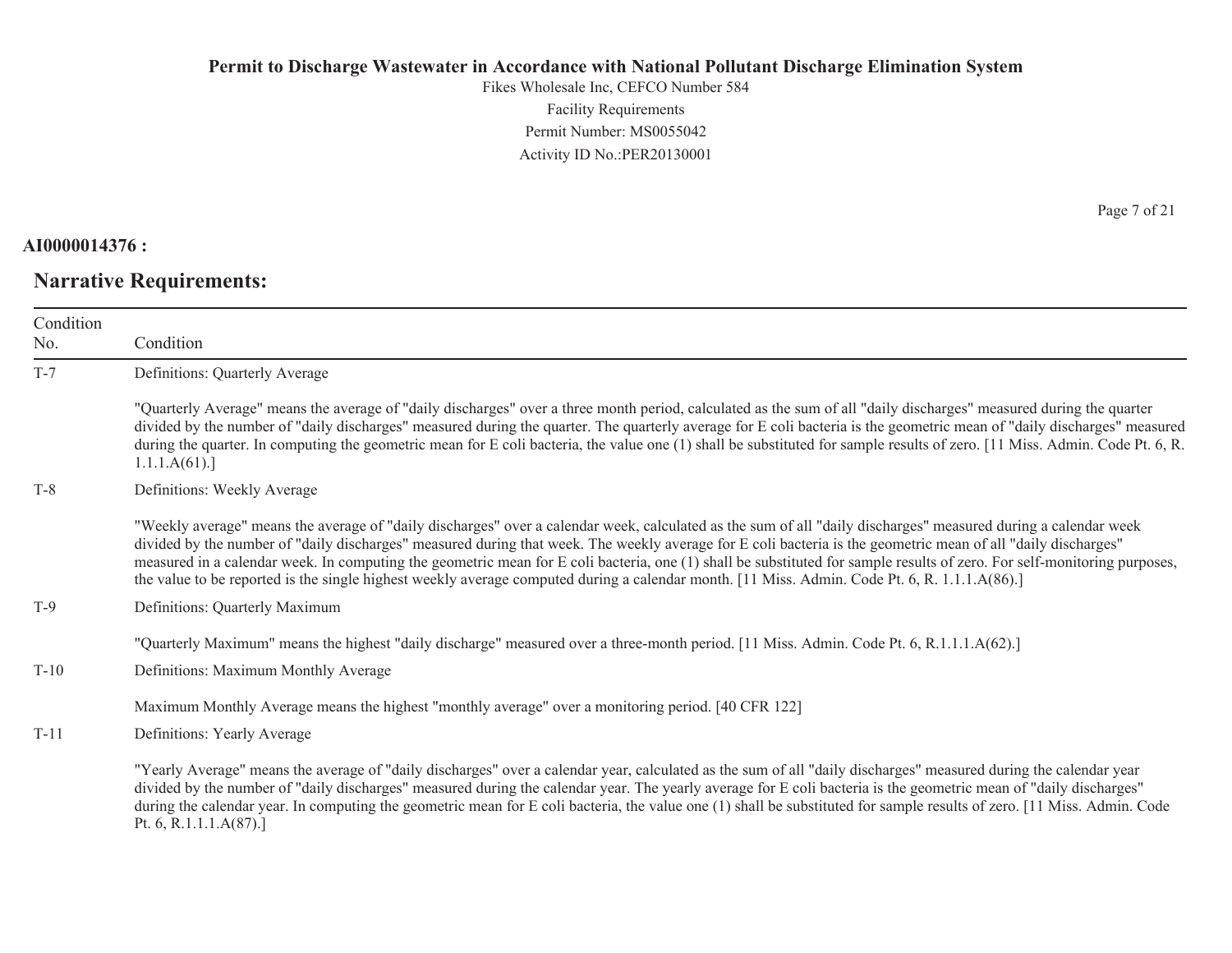**AI0000014376 :**

## Narrative Requirements:

| Condition No. | Condition |
|---|---|
| T-7 | Definitions: Quarterly Average<br><br>"Quarterly Average" means the average of "daily discharges" over a three month period, calculated as the sum of all "daily discharges" measured during the quarter divided by the number of "daily discharges" measured during the quarter. The quarterly average for E coli bacteria is the geometric mean of "daily discharges" measured during the quarter. In computing the geometric mean for E coli bacteria, the value one (1) shall be substituted for sample results of zero. [11 Miss. Admin. Code Pt. 6, R. 1.1.1.A(61).] |
| T-8 | Definitions: Weekly Average<br><br>"Weekly average" means the average of "daily discharges" over a calendar week, calculated as the sum of all "daily discharges" measured during a calendar week divided by the number of "daily discharges" measured during that week. The weekly average for E coli bacteria is the geometric mean of all "daily discharges" measured in a calendar week. In computing the geometric mean for E coli bacteria, one (1) shall be substituted for sample results of zero. For self-monitoring purposes, the value to be reported is the single highest weekly average computed during a calendar month. [11 Miss. Admin. Code Pt. 6, R. 1.1.1.A(86).] |
| T-9 | Definitions: Quarterly Maximum<br><br>"Quarterly Maximum" means the highest "daily discharge" measured over a three-month period. [11 Miss. Admin. Code Pt. 6, R.1.1.1.A(62).] |
| T-10 | Definitions: Maximum Monthly Average<br><br>Maximum Monthly Average means the highest "monthly average" over a monitoring period. [40 CFR 122] |
| T-11 | Definitions: Yearly Average<br><br>"Yearly Average" means the average of "daily discharges" over a calendar year, calculated as the sum of all "daily discharges" measured during the calendar year divided by the number of "daily discharges" measured during the calendar year. The yearly average for E coli bacteria is the geometric mean of "daily discharges" during the calendar year. In computing the geometric mean for E coli bacteria, the value one (1) shall be substituted for sample results of zero. [11 Miss. Admin. Code Pt. 6, R.1.1.1.A(87).] |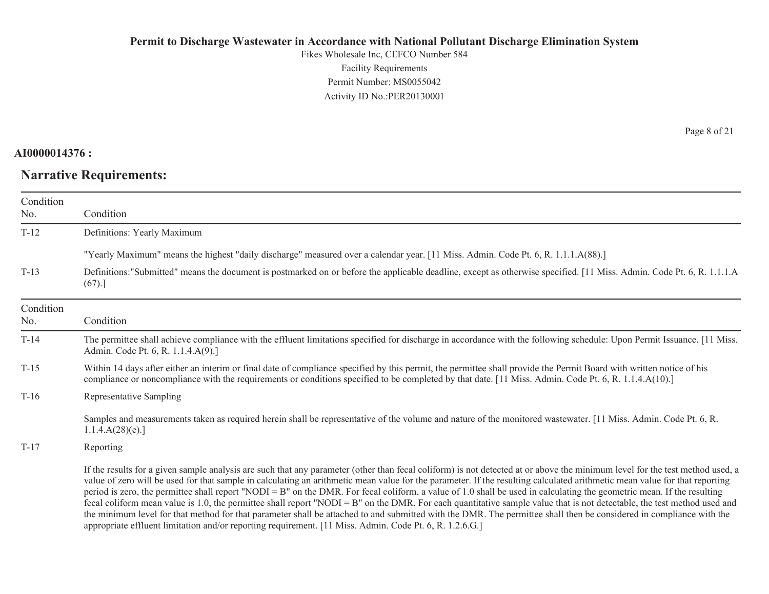**AI0000014376 :**

## Narrative Requirements:

| Condition No. | Condition |
|---|---|
| T-12 | Definitions: Yearly Maximum<br><br>"Yearly Maximum" means the highest "daily discharge" measured over a calendar year. [11 Miss. Admin. Code Pt. 6, R. 1.1.1.A(88).] |
| T-13 | Definitions:"Submitted" means the document is postmarked on or before the applicable deadline, except as otherwise specified. [11 Miss. Admin. Code Pt. 6, R. 1.1.1.A (67).] |

| Condition No. | Condition |
|---|---|
| T-14 | The permittee shall achieve compliance with the effluent limitations specified for discharge in accordance with the following schedule: Upon Permit Issuance. [11 Miss. Admin. Code Pt. 6, R. 1.1.4.A(9).] |
| T-15 | Within 14 days after either an interim or final date of compliance specified by this permit, the permittee shall provide the Permit Board with written notice of his compliance or noncompliance with the requirements or conditions specified to be completed by that date. [11 Miss. Admin. Code Pt. 6, R. 1.1.4.A(10).] |
| T-16 | Representative Sampling<br><br>Samples and measurements taken as required herein shall be representative of the volume and nature of the monitored wastewater. [11 Miss. Admin. Code Pt. 6, R. 1.1.4.A(28)(e).] |
| T-17 | Reporting<br><br>If the results for a given sample analysis are such that any parameter (other than fecal coliform) is not detected at or above the minimum level for the test method used, a value of zero will be used for that sample in calculating an arithmetic mean value for the parameter. If the resulting calculated arithmetic mean value for that reporting period is zero, the permittee shall report "NODI = B" on the DMR. For fecal coliform, a value of 1.0 shall be used in calculating the geometric mean. If the resulting fecal coliform mean value is 1.0, the permittee shall report "NODI = B" on the DMR. For each quantitative sample value that is not detectable, the test method used and the minimum level for that method for that parameter shall be attached to and submitted with the DMR. The permittee shall then be considered in compliance with the appropriate effluent limitation and/or reporting requirement. [11 Miss. Admin. Code Pt. 6, R. 1.2.6.G.] |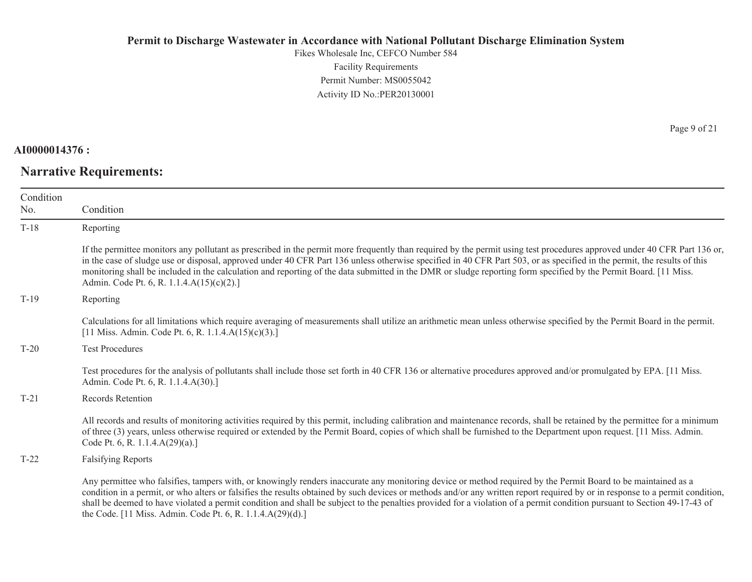**AI0000014376 :**

## Narrative Requirements:

| Condition No. | Condition |
|---|---|
| T-18 | Reporting<br><br>If the permittee monitors any pollutant as prescribed in the permit more frequently than required by the permit using test procedures approved under 40 CFR Part 136 or, in the case of sludge use or disposal, approved under 40 CFR Part 136 unless otherwise specified in 40 CFR Part 503, or as specified in the permit, the results of this monitoring shall be included in the calculation and reporting of the data submitted in the DMR or sludge reporting form specified by the Permit Board. [11 Miss. Admin. Code Pt. 6, R. 1.1.4.A(15)(c)(2).] |
| T-19 | Reporting<br><br>Calculations for all limitations which require averaging of measurements shall utilize an arithmetic mean unless otherwise specified by the Permit Board in the permit. [11 Miss. Admin. Code Pt. 6, R. 1.1.4.A(15)(c)(3).] |
| T-20 | Test Procedures<br><br>Test procedures for the analysis of pollutants shall include those set forth in 40 CFR 136 or alternative procedures approved and/or promulgated by EPA. [11 Miss. Admin. Code Pt. 6, R. 1.1.4.A(30).] |
| T-21 | Records Retention<br><br>All records and results of monitoring activities required by this permit, including calibration and maintenance records, shall be retained by the permittee for a minimum of three (3) years, unless otherwise required or extended by the Permit Board, copies of which shall be furnished to the Department upon request. [11 Miss. Admin. Code Pt. 6, R. 1.1.4.A(29)(a).] |
| T-22 | Falsifying Reports<br><br>Any permittee who falsifies, tampers with, or knowingly renders inaccurate any monitoring device or method required by the Permit Board to be maintained as a condition in a permit, or who alters or falsifies the results obtained by such devices or methods and/or any written report required by or in response to a permit condition, shall be deemed to have violated a permit condition and shall be subject to the penalties provided for a violation of a permit condition pursuant to Section 49-17-43 of the Code. [11 Miss. Admin. Code Pt. 6, R. 1.1.4.A(29)(d).] |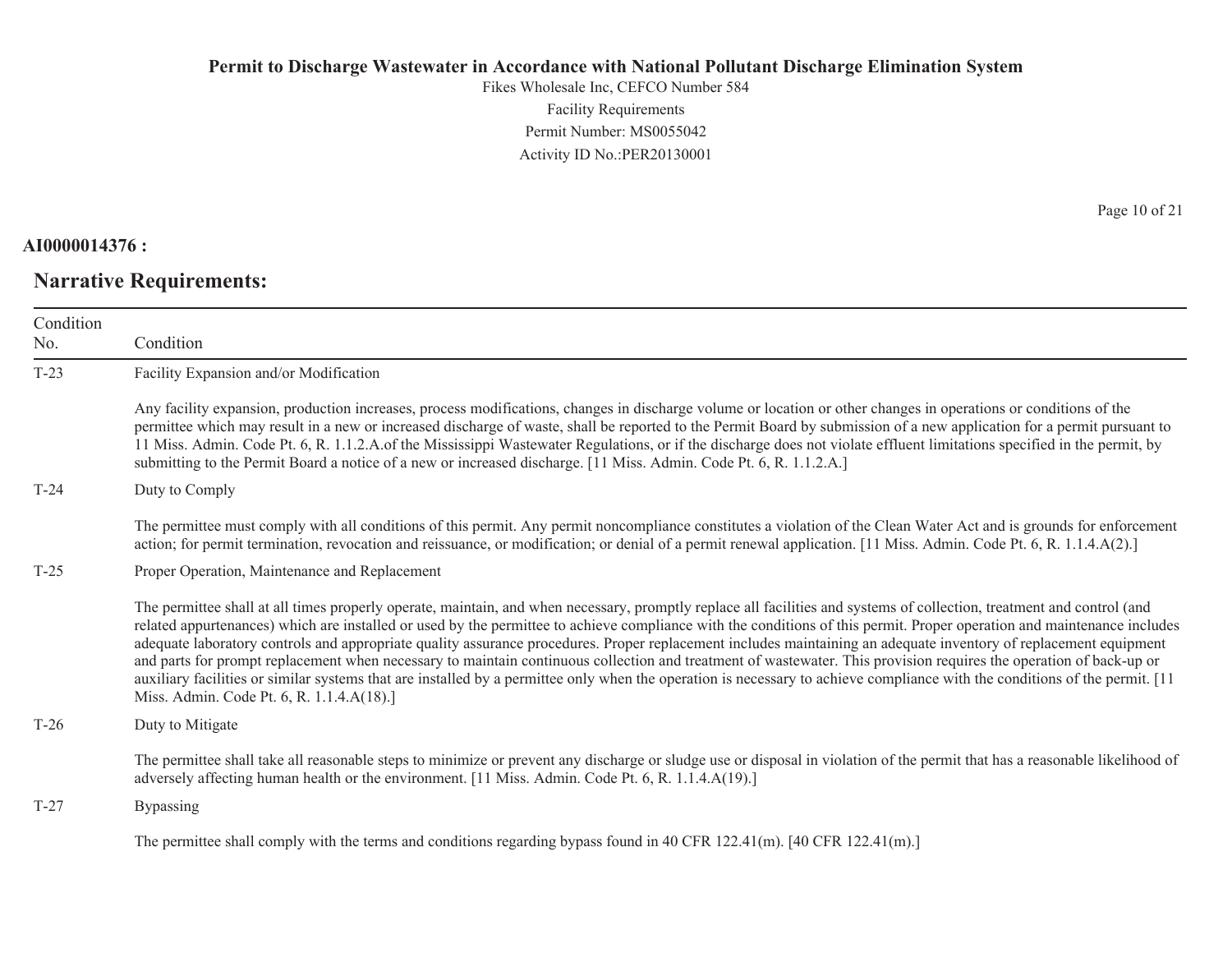**AI0000014376 :**

## Narrative Requirements:

| Condition No. | Condition |
|---|---|
| T-23 | Facility Expansion and/or Modification<br><br>Any facility expansion, production increases, process modifications, changes in discharge volume or location or other changes in operations or conditions of the permittee which may result in a new or increased discharge of waste, shall be reported to the Permit Board by submission of a new application for a permit pursuant to 11 Miss. Admin. Code Pt. 6, R. 1.1.2.A.of the Mississippi Wastewater Regulations, or if the discharge does not violate effluent limitations specified in the permit, by submitting to the Permit Board a notice of a new or increased discharge. [11 Miss. Admin. Code Pt. 6, R. 1.1.2.A.] |
| T-24 | Duty to Comply<br><br>The permittee must comply with all conditions of this permit. Any permit noncompliance constitutes a violation of the Clean Water Act and is grounds for enforcement action; for permit termination, revocation and reissuance, or modification; or denial of a permit renewal application. [11 Miss. Admin. Code Pt. 6, R. 1.1.4.A(2).] |
| T-25 | Proper Operation, Maintenance and Replacement<br><br>The permittee shall at all times properly operate, maintain, and when necessary, promptly replace all facilities and systems of collection, treatment and control (and related appurtenances) which are installed or used by the permittee to achieve compliance with the conditions of this permit. Proper operation and maintenance includes adequate laboratory controls and appropriate quality assurance procedures. Proper replacement includes maintaining an adequate inventory of replacement equipment and parts for prompt replacement when necessary to maintain continuous collection and treatment of wastewater. This provision requires the operation of back-up or auxiliary facilities or similar systems that are installed by a permittee only when the operation is necessary to achieve compliance with the conditions of the permit. [11 Miss. Admin. Code Pt. 6, R. 1.1.4.A(18).] |
| T-26 | Duty to Mitigate<br><br>The permittee shall take all reasonable steps to minimize or prevent any discharge or sludge use or disposal in violation of the permit that has a reasonable likelihood of adversely affecting human health or the environment. [11 Miss. Admin. Code Pt. 6, R. 1.1.4.A(19).] |
| T-27 | Bypassing<br><br>The permittee shall comply with the terms and conditions regarding bypass found in 40 CFR 122.41(m). [40 CFR 122.41(m).] |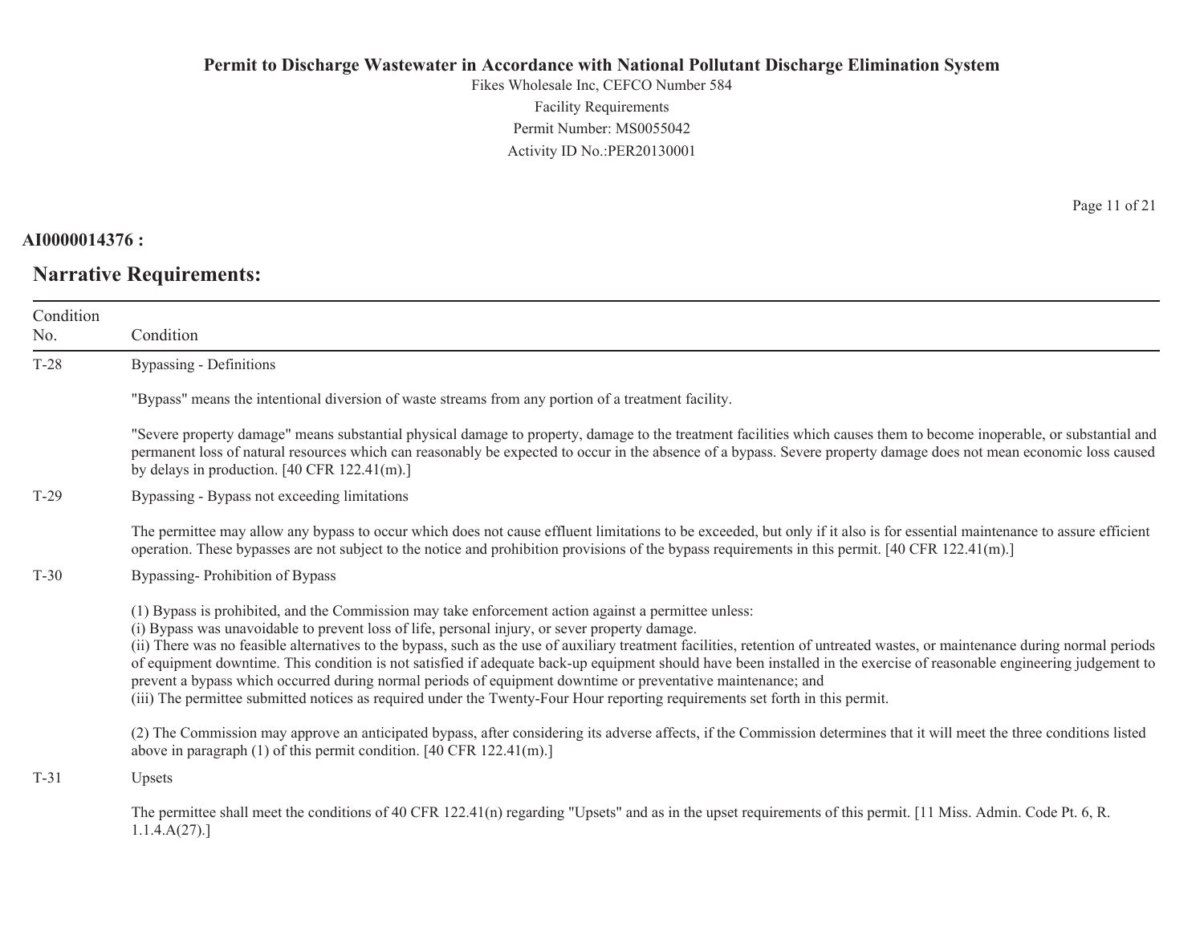**AI0000014376 :**

## Narrative Requirements:

| Condition No. | Condition |
|---|---|
| T-28 | Bypassing - Definitions<br><br>"Bypass" means the intentional diversion of waste streams from any portion of a treatment facility.<br><br>"Severe property damage" means substantial physical damage to property, damage to the treatment facilities which causes them to become inoperable, or substantial and permanent loss of natural resources which can reasonably be expected to occur in the absence of a bypass. Severe property damage does not mean economic loss caused by delays in production. [40 CFR 122.41(m).] |
| T-29 | Bypassing - Bypass not exceeding limitations<br><br>The permittee may allow any bypass to occur which does not cause effluent limitations to be exceeded, but only if it also is for essential maintenance to assure efficient operation. These bypasses are not subject to the notice and prohibition provisions of the bypass requirements in this permit. [40 CFR 122.41(m).] |
| T-30 | Bypassing- Prohibition of Bypass<br><br>(1) Bypass is prohibited, and the Commission may take enforcement action against a permittee unless:<br>(i) Bypass was unavoidable to prevent loss of life, personal injury, or sever property damage.<br>(ii) There was no feasible alternatives to the bypass, such as the use of auxiliary treatment facilities, retention of untreated wastes, or maintenance during normal periods of equipment downtime. This condition is not satisfied if adequate back-up equipment should have been installed in the exercise of reasonable engineering judgement to prevent a bypass which occurred during normal periods of equipment downtime or preventative maintenance; and<br>(iii) The permittee submitted notices as required under the Twenty-Four Hour reporting requirements set forth in this permit.<br><br>(2) The Commission may approve an anticipated bypass, after considering its adverse affects, if the Commission determines that it will meet the three conditions listed above in paragraph (1) of this permit condition. [40 CFR 122.41(m).] |
| T-31 | Upsets<br><br>The permittee shall meet the conditions of 40 CFR 122.41(n) regarding "Upsets" and as in the upset requirements of this permit. [11 Miss. Admin. Code Pt. 6, R. 1.1.4.A(27).] |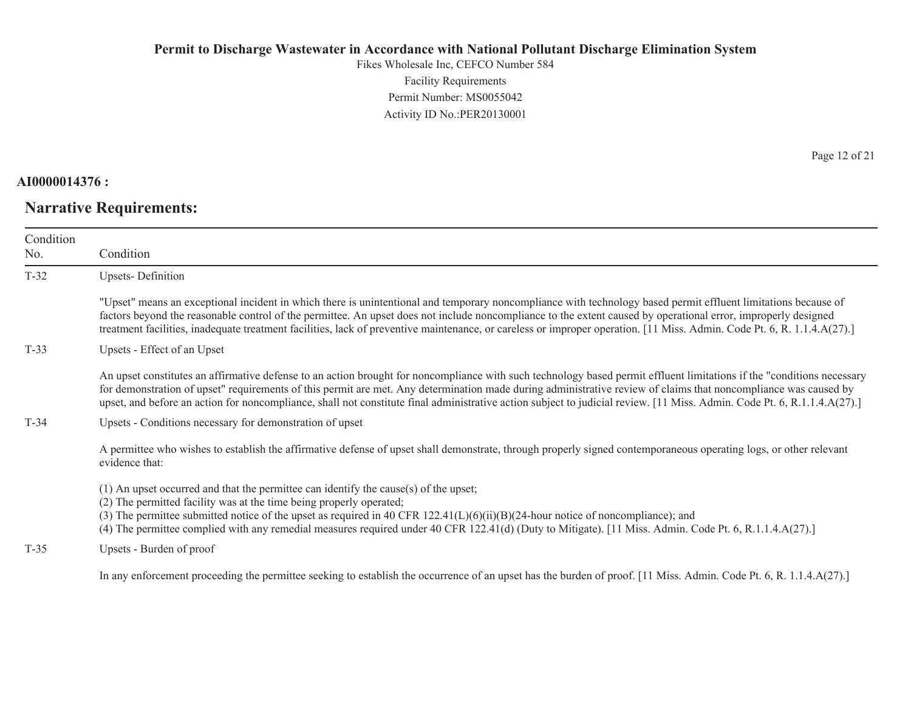**AI0000014376 :**

## Narrative Requirements:

| Condition No. | Condition |
|---|---|
| T-32 | Upsets- Definition<br><br>"Upset" means an exceptional incident in which there is unintentional and temporary noncompliance with technology based permit effluent limitations because of factors beyond the reasonable control of the permittee. An upset does not include noncompliance to the extent caused by operational error, improperly designed treatment facilities, inadequate treatment facilities, lack of preventive maintenance, or careless or improper operation. [11 Miss. Admin. Code Pt. 6, R. 1.1.4.A(27).] |
| T-33 | Upsets - Effect of an Upset<br><br>An upset constitutes an affirmative defense to an action brought for noncompliance with such technology based permit effluent limitations if the "conditions necessary for demonstration of upset" requirements of this permit are met. Any determination made during administrative review of claims that noncompliance was caused by upset, and before an action for noncompliance, shall not constitute final administrative action subject to judicial review. [11 Miss. Admin. Code Pt. 6, R.1.1.4.A(27).] |
| T-34 | Upsets - Conditions necessary for demonstration of upset<br><br>A permittee who wishes to establish the affirmative defense of upset shall demonstrate, through properly signed contemporaneous operating logs, or other relevant evidence that:<br><br>(1) An upset occurred and that the permittee can identify the cause(s) of the upset;<br>(2) The permitted facility was at the time being properly operated;<br>(3) The permittee submitted notice of the upset as required in 40 CFR 122.41(L)(6)(ii)(B)(24-hour notice of noncompliance); and<br>(4) The permittee complied with any remedial measures required under 40 CFR 122.41(d) (Duty to Mitigate). [11 Miss. Admin. Code Pt. 6, R.1.1.4.A(27).] |
| T-35 | Upsets - Burden of proof<br><br>In any enforcement proceeding the permittee seeking to establish the occurrence of an upset has the burden of proof. [11 Miss. Admin. Code Pt. 6, R. 1.1.4.A(27).] |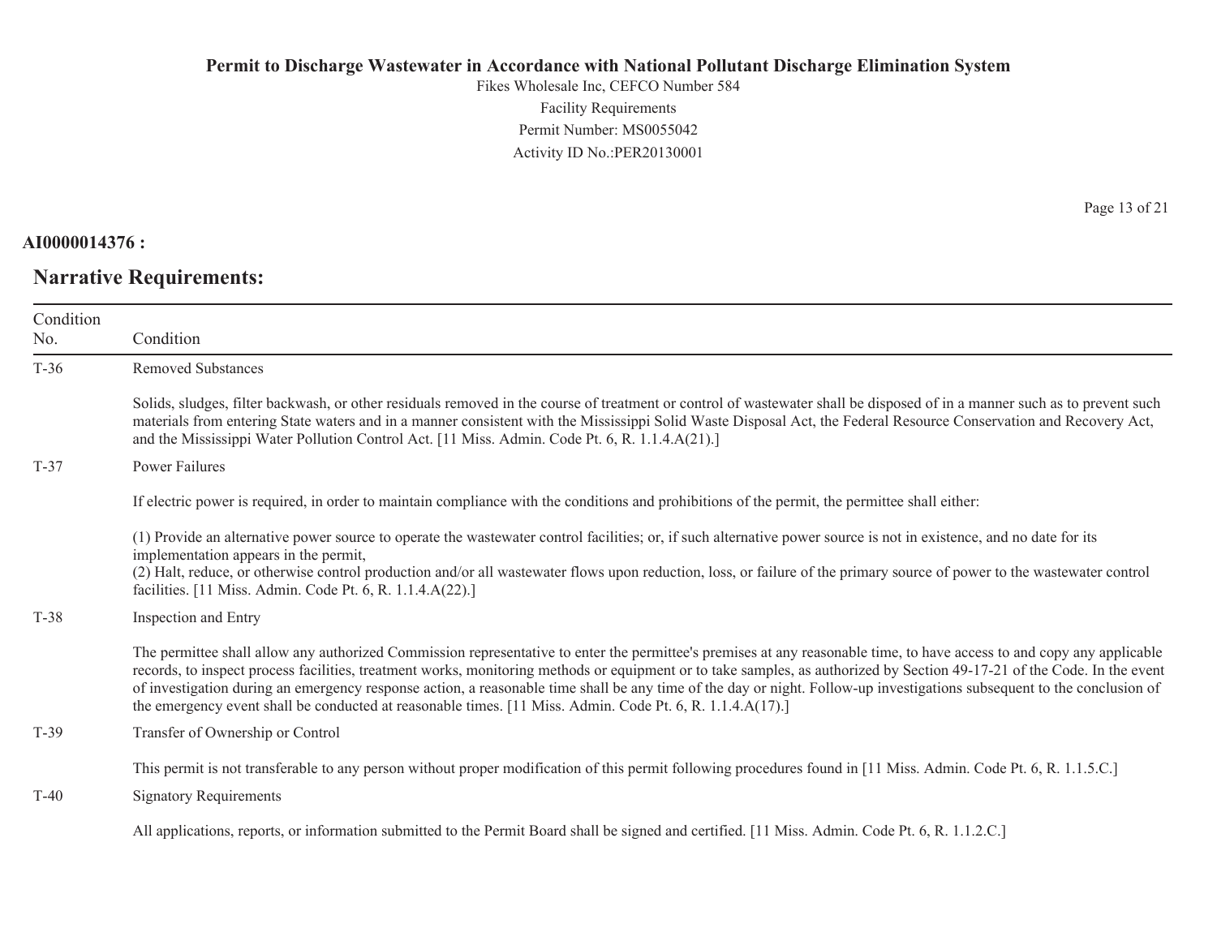**AI0000014376 :**

## Narrative Requirements:

| Condition No. | Condition |
|---|---|
| T-36 | Removed Substances<br><br>Solids, sludges, filter backwash, or other residuals removed in the course of treatment or control of wastewater shall be disposed of in a manner such as to prevent such materials from entering State waters and in a manner consistent with the Mississippi Solid Waste Disposal Act, the Federal Resource Conservation and Recovery Act, and the Mississippi Water Pollution Control Act. [11 Miss. Admin. Code Pt. 6, R. 1.1.4.A(21).] |
| T-37 | Power Failures<br><br>If electric power is required, in order to maintain compliance with the conditions and prohibitions of the permit, the permittee shall either:<br><br>(1) Provide an alternative power source to operate the wastewater control facilities; or, if such alternative power source is not in existence, and no date for its implementation appears in the permit,<br>(2) Halt, reduce, or otherwise control production and/or all wastewater flows upon reduction, loss, or failure of the primary source of power to the wastewater control facilities. [11 Miss. Admin. Code Pt. 6, R. 1.1.4.A(22).] |
| T-38 | Inspection and Entry<br><br>The permittee shall allow any authorized Commission representative to enter the permittee's premises at any reasonable time, to have access to and copy any applicable records, to inspect process facilities, treatment works, monitoring methods or equipment or to take samples, as authorized by Section 49-17-21 of the Code. In the event of investigation during an emergency response action, a reasonable time shall be any time of the day or night. Follow-up investigations subsequent to the conclusion of the emergency event shall be conducted at reasonable times. [11 Miss. Admin. Code Pt. 6, R. 1.1.4.A(17).] |
| T-39 | Transfer of Ownership or Control<br><br>This permit is not transferable to any person without proper modification of this permit following procedures found in [11 Miss. Admin. Code Pt. 6, R. 1.1.5.C.] |
| T-40 | Signatory Requirements<br><br>All applications, reports, or information submitted to the Permit Board shall be signed and certified. [11 Miss. Admin. Code Pt. 6, R. 1.1.2.C.] |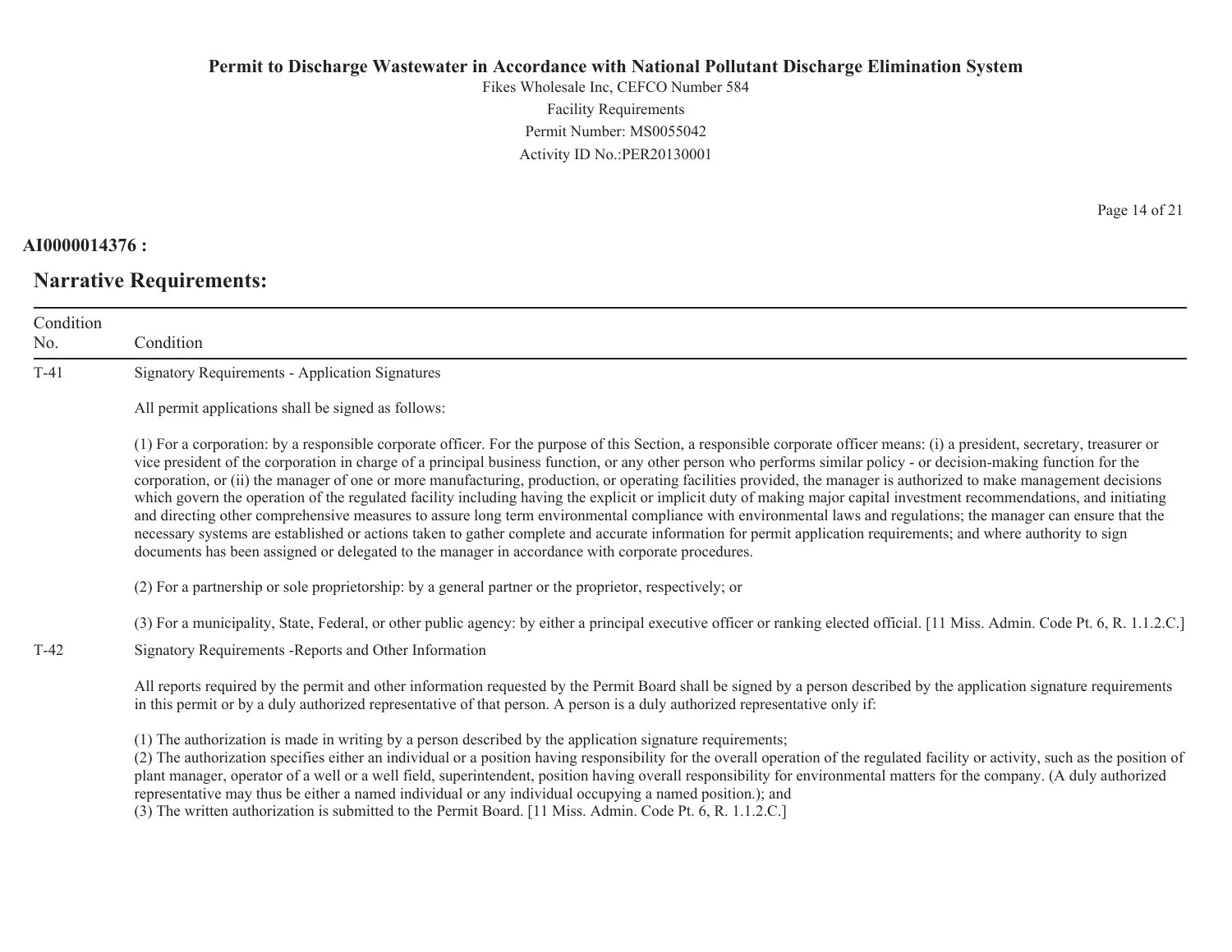**AI0000014376 :**

## Narrative Requirements:

| Condition No. | Condition |
|---|---|
| T-41 | Signatory Requirements - Application Signatures<br><br>All permit applications shall be signed as follows:<br><br>(1) For a corporation: by a responsible corporate officer. For the purpose of this Section, a responsible corporate officer means: (i) a president, secretary, treasurer or vice president of the corporation in charge of a principal business function, or any other person who performs similar policy - or decision-making function for the corporation, or (ii) the manager of one or more manufacturing, production, or operating facilities provided, the manager is authorized to make management decisions which govern the operation of the regulated facility including having the explicit or implicit duty of making major capital investment recommendations, and initiating and directing other comprehensive measures to assure long term environmental compliance with environmental laws and regulations; the manager can ensure that the necessary systems are established or actions taken to gather complete and accurate information for permit application requirements; and where authority to sign documents has been assigned or delegated to the manager in accordance with corporate procedures.<br><br>(2) For a partnership or sole proprietorship: by a general partner or the proprietor, respectively; or<br><br>(3) For a municipality, State, Federal, or other public agency: by either a principal executive officer or ranking elected official. [11 Miss. Admin. Code Pt. 6, R. 1.1.2.C.] |
| T-42 | Signatory Requirements -Reports and Other Information<br><br>All reports required by the permit and other information requested by the Permit Board shall be signed by a person described by the application signature requirements in this permit or by a duly authorized representative of that person. A person is a duly authorized representative only if:<br><br>(1) The authorization is made in writing by a person described by the application signature requirements;<br>(2) The authorization specifies either an individual or a position having responsibility for the overall operation of the regulated facility or activity, such as the position of plant manager, operator of a well or a well field, superintendent, position having overall responsibility for environmental matters for the company. (A duly authorized representative may thus be either a named individual or any individual occupying a named position.); and<br>(3) The written authorization is submitted to the Permit Board. [11 Miss. Admin. Code Pt. 6, R. 1.1.2.C.] |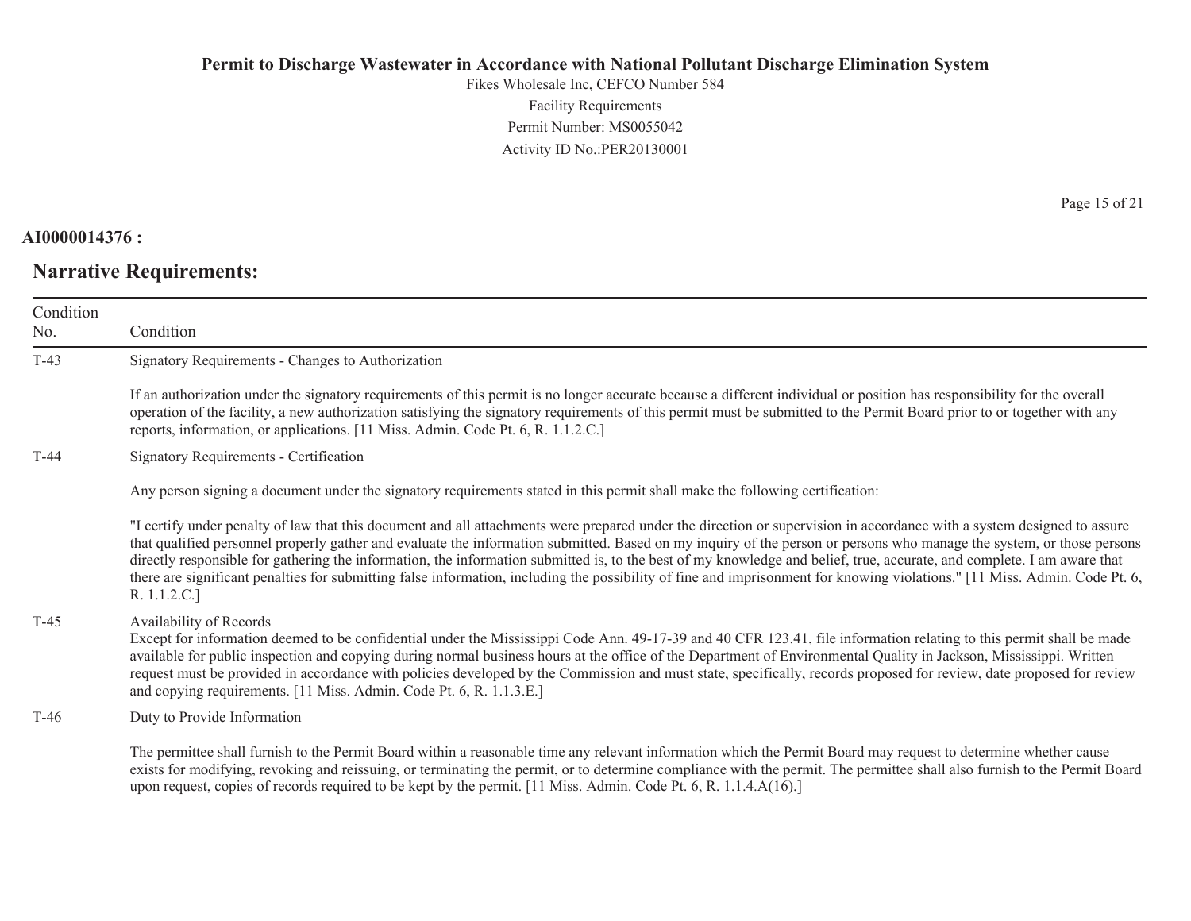**AI0000014376 :**

## Narrative Requirements:

| Condition No. | Condition |
|---|---|
| T-43 | Signatory Requirements - Changes to Authorization<br><br>If an authorization under the signatory requirements of this permit is no longer accurate because a different individual or position has responsibility for the overall operation of the facility, a new authorization satisfying the signatory requirements of this permit must be submitted to the Permit Board prior to or together with any reports, information, or applications. [11 Miss. Admin. Code Pt. 6, R. 1.1.2.C.] |
| T-44 | Signatory Requirements - Certification<br><br>Any person signing a document under the signatory requirements stated in this permit shall make the following certification:<br><br>"I certify under penalty of law that this document and all attachments were prepared under the direction or supervision in accordance with a system designed to assure that qualified personnel properly gather and evaluate the information submitted. Based on my inquiry of the person or persons who manage the system, or those persons directly responsible for gathering the information, the information submitted is, to the best of my knowledge and belief, true, accurate, and complete. I am aware that there are significant penalties for submitting false information, including the possibility of fine and imprisonment for knowing violations." [11 Miss. Admin. Code Pt. 6, R. 1.1.2.C.] |
| T-45 | Availability of Records<br>Except for information deemed to be confidential under the Mississippi Code Ann. 49-17-39 and 40 CFR 123.41, file information relating to this permit shall be made available for public inspection and copying during normal business hours at the office of the Department of Environmental Quality in Jackson, Mississippi. Written request must be provided in accordance with policies developed by the Commission and must state, specifically, records proposed for review, date proposed for review and copying requirements. [11 Miss. Admin. Code Pt. 6, R. 1.1.3.E.] |
| T-46 | Duty to Provide Information<br><br>The permittee shall furnish to the Permit Board within a reasonable time any relevant information which the Permit Board may request to determine whether cause exists for modifying, revoking and reissuing, or terminating the permit, or to determine compliance with the permit. The permittee shall also furnish to the Permit Board upon request, copies of records required to be kept by the permit. [11 Miss. Admin. Code Pt. 6, R. 1.1.4.A(16).] |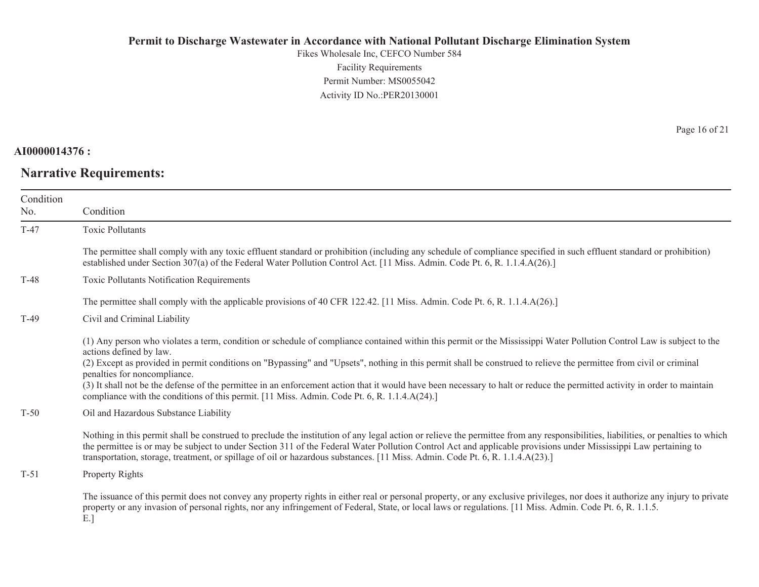**AI0000014376 :**

## Narrative Requirements:

| Condition No. | Condition |
|---|---|
| T-47 | Toxic Pollutants<br><br>The permittee shall comply with any toxic effluent standard or prohibition (including any schedule of compliance specified in such effluent standard or prohibition) established under Section 307(a) of the Federal Water Pollution Control Act. [11 Miss. Admin. Code Pt. 6, R. 1.1.4.A(26).] |
| T-48 | Toxic Pollutants Notification Requirements<br><br>The permittee shall comply with the applicable provisions of 40 CFR 122.42. [11 Miss. Admin. Code Pt. 6, R. 1.1.4.A(26).] |
| T-49 | Civil and Criminal Liability<br><br>(1) Any person who violates a term, condition or schedule of compliance contained within this permit or the Mississippi Water Pollution Control Law is subject to the actions defined by law.<br>(2) Except as provided in permit conditions on "Bypassing" and "Upsets", nothing in this permit shall be construed to relieve the permittee from civil or criminal penalties for noncompliance.<br>(3) It shall not be the defense of the permittee in an enforcement action that it would have been necessary to halt or reduce the permitted activity in order to maintain compliance with the conditions of this permit. [11 Miss. Admin. Code Pt. 6, R. 1.1.4.A(24).] |
| T-50 | Oil and Hazardous Substance Liability<br><br>Nothing in this permit shall be construed to preclude the institution of any legal action or relieve the permittee from any responsibilities, liabilities, or penalties to which the permittee is or may be subject to under Section 311 of the Federal Water Pollution Control Act and applicable provisions under Mississippi Law pertaining to transportation, storage, treatment, or spillage of oil or hazardous substances. [11 Miss. Admin. Code Pt. 6, R. 1.1.4.A(23).] |
| T-51 | Property Rights<br><br>The issuance of this permit does not convey any property rights in either real or personal property, or any exclusive privileges, nor does it authorize any injury to private property or any invasion of personal rights, nor any infringement of Federal, State, or local laws or regulations. [11 Miss. Admin. Code Pt. 6, R. 1.1.5. E.] |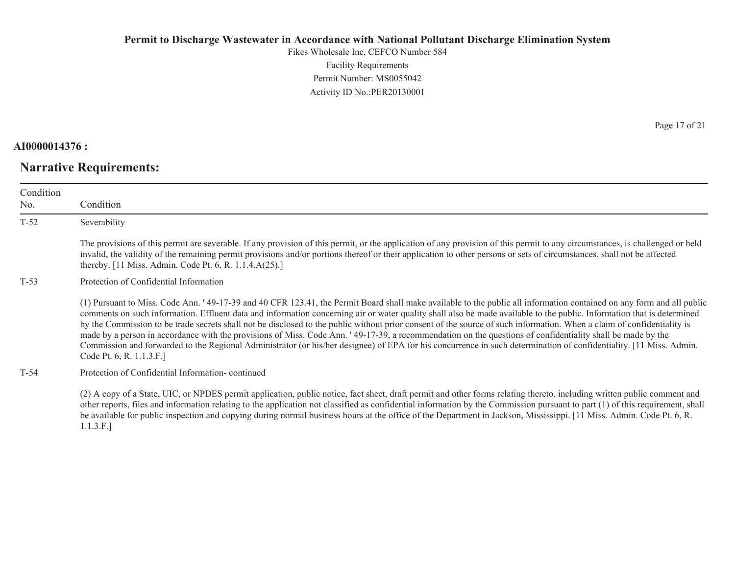**AI0000014376 :**

## Narrative Requirements:

| Condition No. | Condition |
|---|---|
| T-52 | Severability<br><br>The provisions of this permit are severable. If any provision of this permit, or the application of any provision of this permit to any circumstances, is challenged or held invalid, the validity of the remaining permit provisions and/or portions thereof or their application to other persons or sets of circumstances, shall not be affected thereby. [11 Miss. Admin. Code Pt. 6, R. 1.1.4.A(25).] |
| T-53 | Protection of Confidential Information<br><br>(1) Pursuant to Miss. Code Ann. ' 49-17-39 and 40 CFR 123.41, the Permit Board shall make available to the public all information contained on any form and all public comments on such information. Effluent data and information concerning air or water quality shall also be made available to the public. Information that is determined by the Commission to be trade secrets shall not be disclosed to the public without prior consent of the source of such information. When a claim of confidentiality is made by a person in accordance with the provisions of Miss. Code Ann. ' 49-17-39, a recommendation on the questions of confidentiality shall be made by the Commission and forwarded to the Regional Administrator (or his/her designee) of EPA for his concurrence in such determination of confidentiality. [11 Miss. Admin. Code Pt. 6, R. 1.1.3.F.] |
| T-54 | Protection of Confidential Information- continued<br><br>(2) A copy of a State, UIC, or NPDES permit application, public notice, fact sheet, draft permit and other forms relating thereto, including written public comment and other reports, files and information relating to the application not classified as confidential information by the Commission pursuant to part (1) of this requirement, shall be available for public inspection and copying during normal business hours at the office of the Department in Jackson, Mississippi. [11 Miss. Admin. Code Pt. 6, R. 1.1.3.F.] |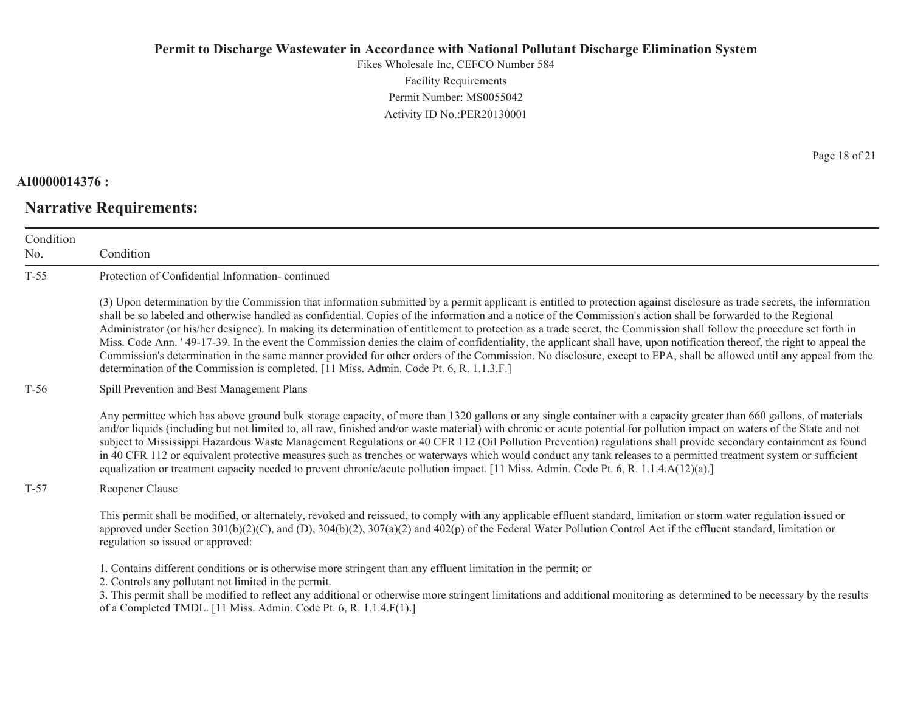**AI0000014376 :**

## Narrative Requirements:

| Condition No. | Condition |
|---|---|
| T-55 | Protection of Confidential Information- continued<br><br>(3) Upon determination by the Commission that information submitted by a permit applicant is entitled to protection against disclosure as trade secrets, the information shall be so labeled and otherwise handled as confidential. Copies of the information and a notice of the Commission's action shall be forwarded to the Regional Administrator (or his/her designee). In making its determination of entitlement to protection as a trade secret, the Commission shall follow the procedure set forth in Miss. Code Ann. ' 49-17-39. In the event the Commission denies the claim of confidentiality, the applicant shall have, upon notification thereof, the right to appeal the Commission's determination in the same manner provided for other orders of the Commission. No disclosure, except to EPA, shall be allowed until any appeal from the determination of the Commission is completed. [11 Miss. Admin. Code Pt. 6, R. 1.1.3.F.] |
| T-56 | Spill Prevention and Best Management Plans<br><br>Any permittee which has above ground bulk storage capacity, of more than 1320 gallons or any single container with a capacity greater than 660 gallons, of materials and/or liquids (including but not limited to, all raw, finished and/or waste material) with chronic or acute potential for pollution impact on waters of the State and not subject to Mississippi Hazardous Waste Management Regulations or 40 CFR 112 (Oil Pollution Prevention) regulations shall provide secondary containment as found in 40 CFR 112 or equivalent protective measures such as trenches or waterways which would conduct any tank releases to a permitted treatment system or sufficient equalization or treatment capacity needed to prevent chronic/acute pollution impact. [11 Miss. Admin. Code Pt. 6, R. 1.1.4.A(12)(a).] |
| T-57 | Reopener Clause<br><br>This permit shall be modified, or alternately, revoked and reissued, to comply with any applicable effluent standard, limitation or storm water regulation issued or approved under Section 301(b)(2)(C), and (D), 304(b)(2), 307(a)(2) and 402(p) of the Federal Water Pollution Control Act if the effluent standard, limitation or regulation so issued or approved:<br><br>1. Contains different conditions or is otherwise more stringent than any effluent limitation in the permit; or<br>2. Controls any pollutant not limited in the permit.<br>3. This permit shall be modified to reflect any additional or otherwise more stringent limitations and additional monitoring as determined to be necessary by the results of a Completed TMDL. [11 Miss. Admin. Code Pt. 6, R. 1.1.4.F(1).] |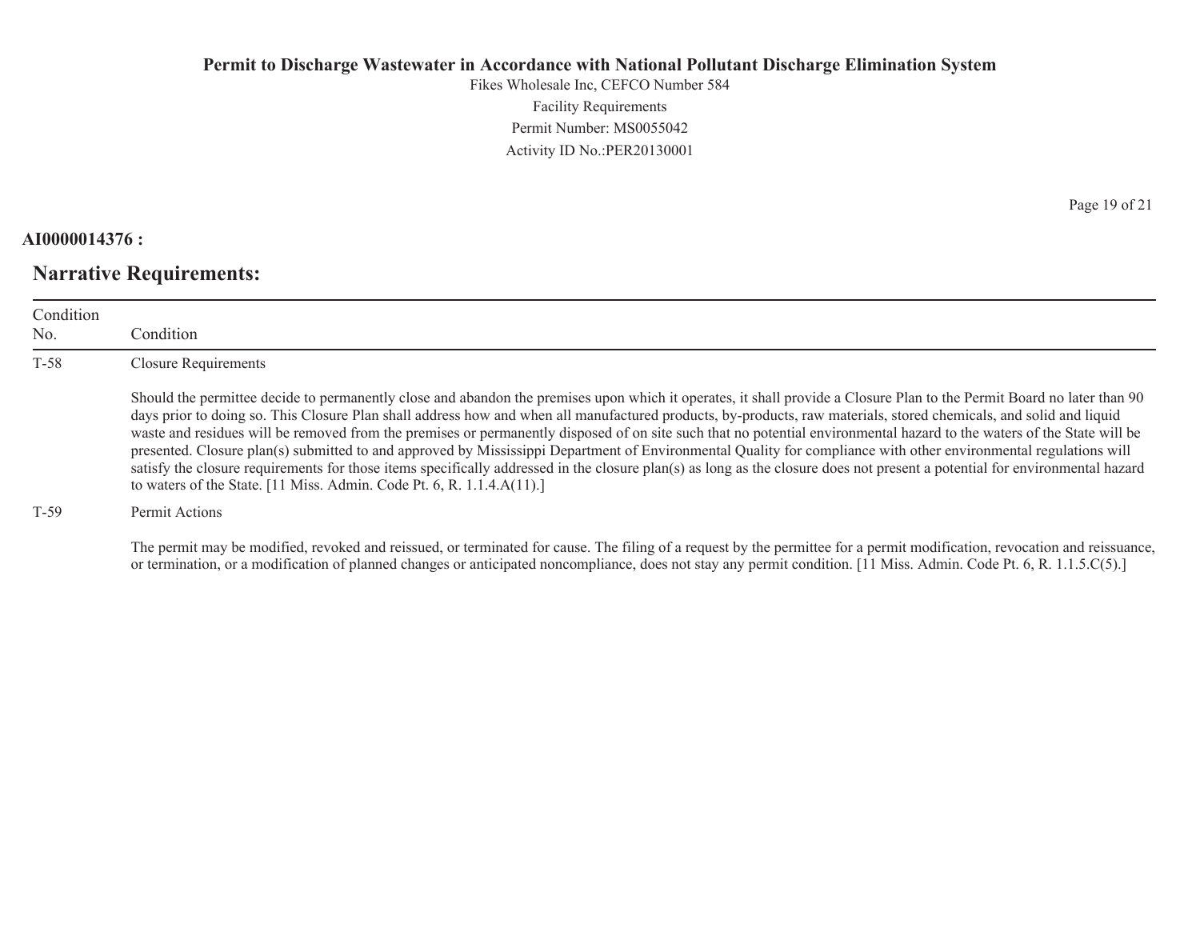**AI0000014376 :**

## Narrative Requirements:

| Condition No. | Condition |
|---|---|
| T-58 | Closure Requirements<br><br>Should the permittee decide to permanently close and abandon the premises upon which it operates, it shall provide a Closure Plan to the Permit Board no later than 90 days prior to doing so. This Closure Plan shall address how and when all manufactured products, by-products, raw materials, stored chemicals, and solid and liquid waste and residues will be removed from the premises or permanently disposed of on site such that no potential environmental hazard to the waters of the State will be presented. Closure plan(s) submitted to and approved by Mississippi Department of Environmental Quality for compliance with other environmental regulations will satisfy the closure requirements for those items specifically addressed in the closure plan(s) as long as the closure does not present a potential for environmental hazard to waters of the State. [11 Miss. Admin. Code Pt. 6, R. 1.1.4.A(11).] |
| T-59 | Permit Actions<br><br>The permit may be modified, revoked and reissued, or terminated for cause. The filing of a request by the permittee for a permit modification, revocation and reissuance, or termination, or a modification of planned changes or anticipated noncompliance, does not stay any permit condition. [11 Miss. Admin. Code Pt. 6, R. 1.1.5.C(5).] |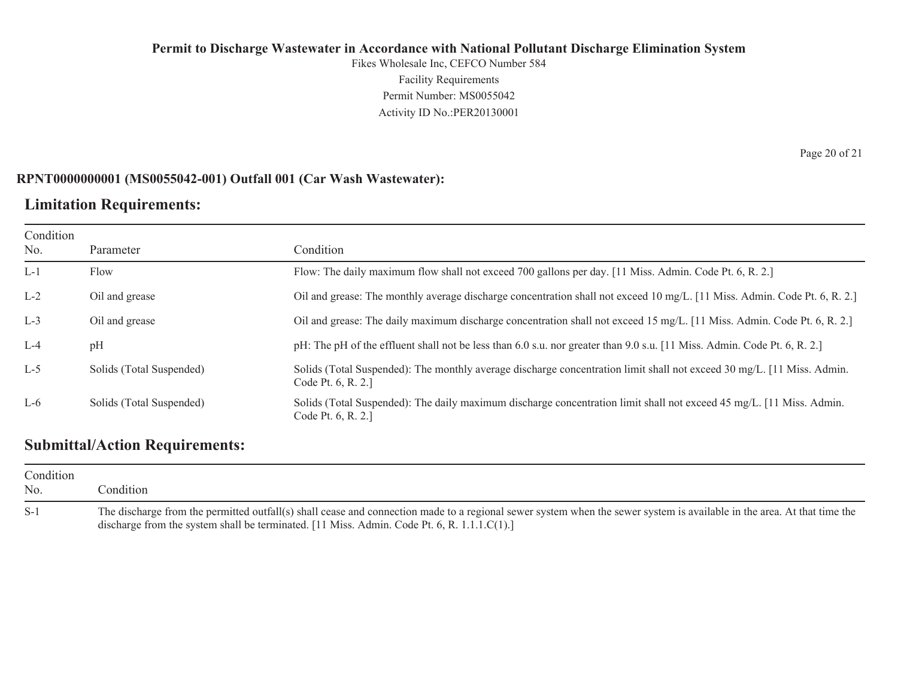**RPNT0000000001 (MS0055042-001) Outfall 001 (Car Wash Wastewater):**

## Limitation Requirements:

| Condition No. | Parameter | Condition |
|---|---|---|
| L-1 | Flow | Flow: The daily maximum flow shall not exceed 700 gallons per day. [11 Miss. Admin. Code Pt. 6, R. 2.] |
| L-2 | Oil and grease | Oil and grease: The monthly average discharge concentration shall not exceed 10 mg/L. [11 Miss. Admin. Code Pt. 6, R. 2.] |
| L-3 | Oil and grease | Oil and grease: The daily maximum discharge concentration shall not exceed 15 mg/L. [11 Miss. Admin. Code Pt. 6, R. 2.] |
| L-4 | pH | pH: The pH of the effluent shall not be less than 6.0 s.u. nor greater than 9.0 s.u. [11 Miss. Admin. Code Pt. 6, R. 2.] |
| L-5 | Solids (Total Suspended) | Solids (Total Suspended): The monthly average discharge concentration limit shall not exceed 30 mg/L. [11 Miss. Admin. Code Pt. 6, R. 2.] |
| L-6 | Solids (Total Suspended) | Solids (Total Suspended): The daily maximum discharge concentration limit shall not exceed 45 mg/L. [11 Miss. Admin. Code Pt. 6, R. 2.] |

## Submittal/Action Requirements:

| Condition No. | Condition |
|---|---|
| S-1 | The discharge from the permitted outfall(s) shall cease and connection made to a regional sewer system when the sewer system is available in the area. At that time the discharge from the system shall be terminated. [11 Miss. Admin. Code Pt. 6, R. 1.1.1.C(1).] |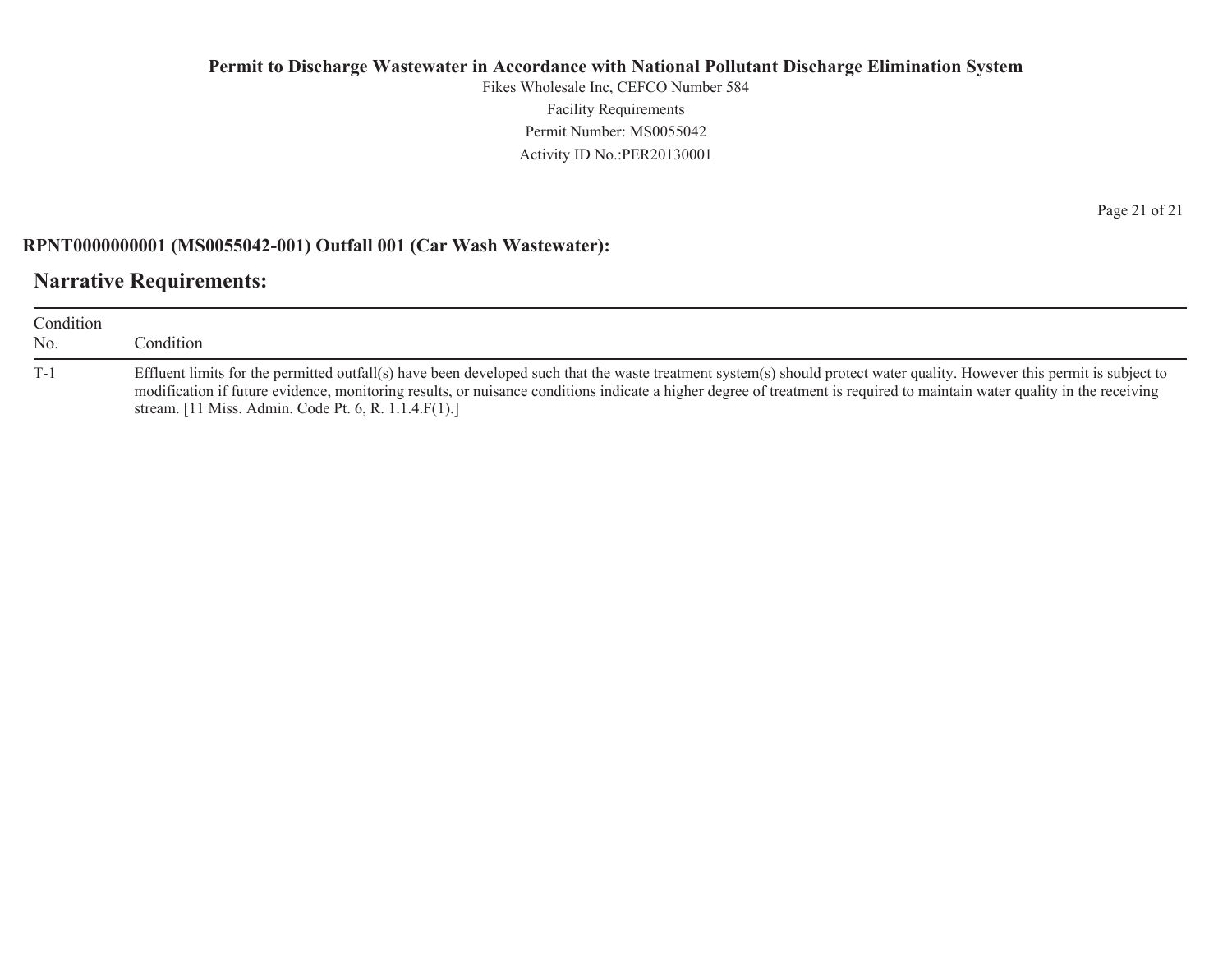**RPNT0000000001 (MS0055042-001) Outfall 001 (Car Wash Wastewater):**

## Narrative Requirements:

| Condition No. | Condition |
| --- | --- |
| T-1 | Effluent limits for the permitted outfall(s) have been developed such that the waste treatment system(s) should protect water quality. However this permit is subject to modification if future evidence, monitoring results, or nuisance conditions indicate a higher degree of treatment is required to maintain water quality in the receiving stream. [11 Miss. Admin. Code Pt. 6, R. 1.1.4.F(1).] |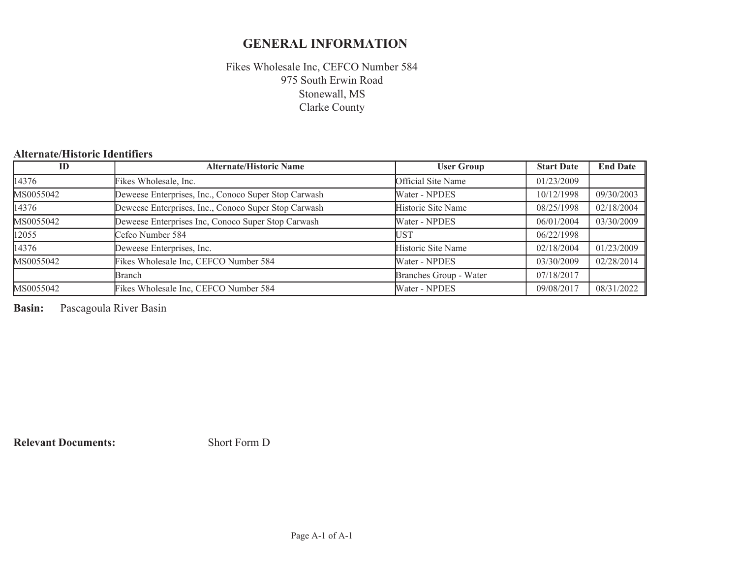# GENERAL INFORMATION

Fikes Wholesale Inc, CEFCO Number 584
975 South Erwin Road
Stonewall, MS
Clarke County

**Alternate/Historic Identifiers**

| ID | Alternate/Historic Name | User Group | Start Date | End Date |
|---|---|---|---|---|
| 14376 | Fikes Wholesale, Inc. | Official Site Name | 01/23/2009 | |
| MS0055042 | Deweese Enterprises, Inc., Conoco Super Stop Carwash | Water - NPDES | 10/12/1998 | 09/30/2003 |
| 14376 | Deweese Enterprises, Inc., Conoco Super Stop Carwash | Historic Site Name | 08/25/1998 | 02/18/2004 |
| MS0055042 | Deweese Enterprises Inc, Conoco Super Stop Carwash | Water - NPDES | 06/01/2004 | 03/30/2009 |
| 12055 | Cefco Number 584 | UST | 06/22/1998 | |
| 14376 | Deweese Enterprises, Inc. | Historic Site Name | 02/18/2004 | 01/23/2009 |
| MS0055042 | Fikes Wholesale Inc, CEFCO Number 584 | Water - NPDES | 03/30/2009 | 02/28/2014 |
| | Branch | Branches Group - Water | 07/18/2017 | |
| MS0055042 | Fikes Wholesale Inc, CEFCO Number 584 | Water - NPDES | 09/08/2017 | 08/31/2022 |

**Basin:** Pascagoula River Basin

**Relevant Documents:** Short Form D